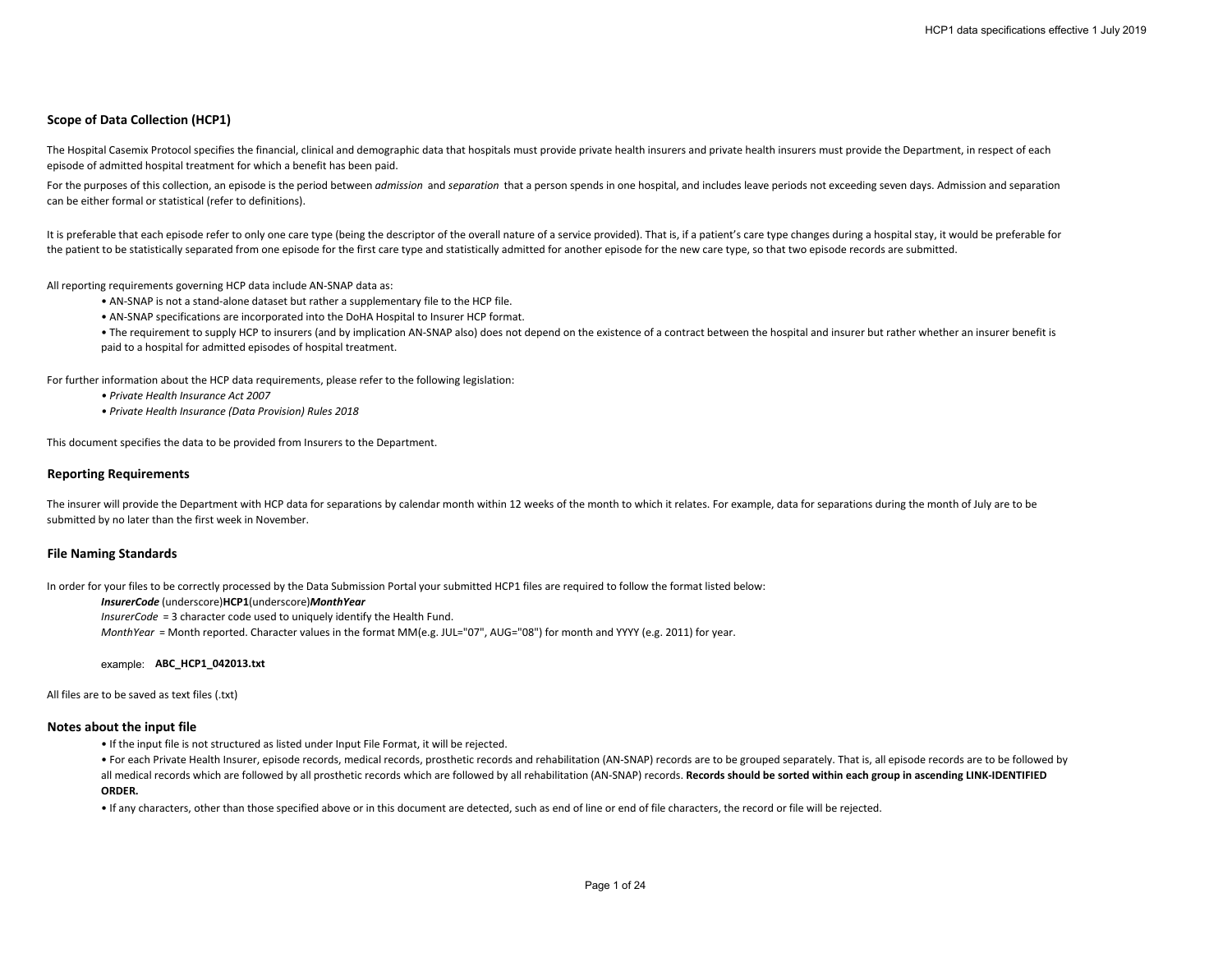## Scope of Data Collection (HCP1)

The Hospital Casemix Protocol specifies the financial, clinical and demographic data that hospitals must provide private health insurers and private health insurers must provide the Department, in respect of each episode of admitted hospital treatment for which a benefit has been paid.

For the purposes of this collection, an episode is the period between *admission* and *separation* that a person spends in one hospital, and includes leave periods not exceeding seven days. Admission and separation can be either formal or statistical (refer to definitions).

It is preferable that each episode refer to only one care type (being the descriptor of the overall nature of a service provided). That is, if a patient's care type changes during a hospital stay, it would be preferable for the patient to be statistically separated from one episode for the first care type and statistically admitted for another episode for the new care type, so that two episode records are submitted.

All reporting requirements governing HCP data include AN-SNAP data as:

- AN-SNAP is not a stand-alone dataset but rather a supplementary file to the HCP file.
- AN-SNAP specifications are incorporated into the DoHA Hospital to Insurer HCP format.
- The requirement to supply HCP to insurers (and by implication AN-SNAP also) does not depend on the existence of a contract between the hospital and insurer but rather whether an insurer benefit is paid to a hospital for admitted episodes of hospital treatment.

For further information about the HCP data requirements, please refer to the following legislation:

- *Private Health Insurance Act 2007*
- *Private Health Insurance (Data Provision) Rules 2018*

This document specifies the data to be provided from Insurers to the Department.

## Reporting Requirements

The insurer will provide the Department with HCP data for separations by calendar month within 12 weeks of the month to which it relates. For example, data for separations during the month of July are to be submitted by no later than the first week in November.

## File Naming Standards

In order for your files to be correctly processed by the Data Submission Portal your submitted HCP1 files are required to follow the format listed below:

***InsurerCode*** (underscore)**HCP1**(underscore)***MonthYear***
*InsurerCode* = 3 character code used to uniquely identify the Health Fund.
*MonthYear* = Month reported. Character values in the format MM(e.g. JUL="07", AUG="08") for month and YYYY (e.g. 2011) for year.

example: **ABC_HCP1_042013.txt**

All files are to be saved as text files (.txt)

## Notes about the input file

- If the input file is not structured as listed under Input File Format, it will be rejected.
- For each Private Health Insurer, episode records, medical records, prosthetic records and rehabilitation (AN-SNAP) records are to be grouped separately. That is, all episode records are to be followed by all medical records which are followed by all prosthetic records which are followed by all rehabilitation (AN-SNAP) records. **Records should be sorted within each group in ascending LINK-IDENTIFIED ORDER.**
- If any characters, other than those specified above or in this document are detected, such as end of line or end of file characters, the record or file will be rejected.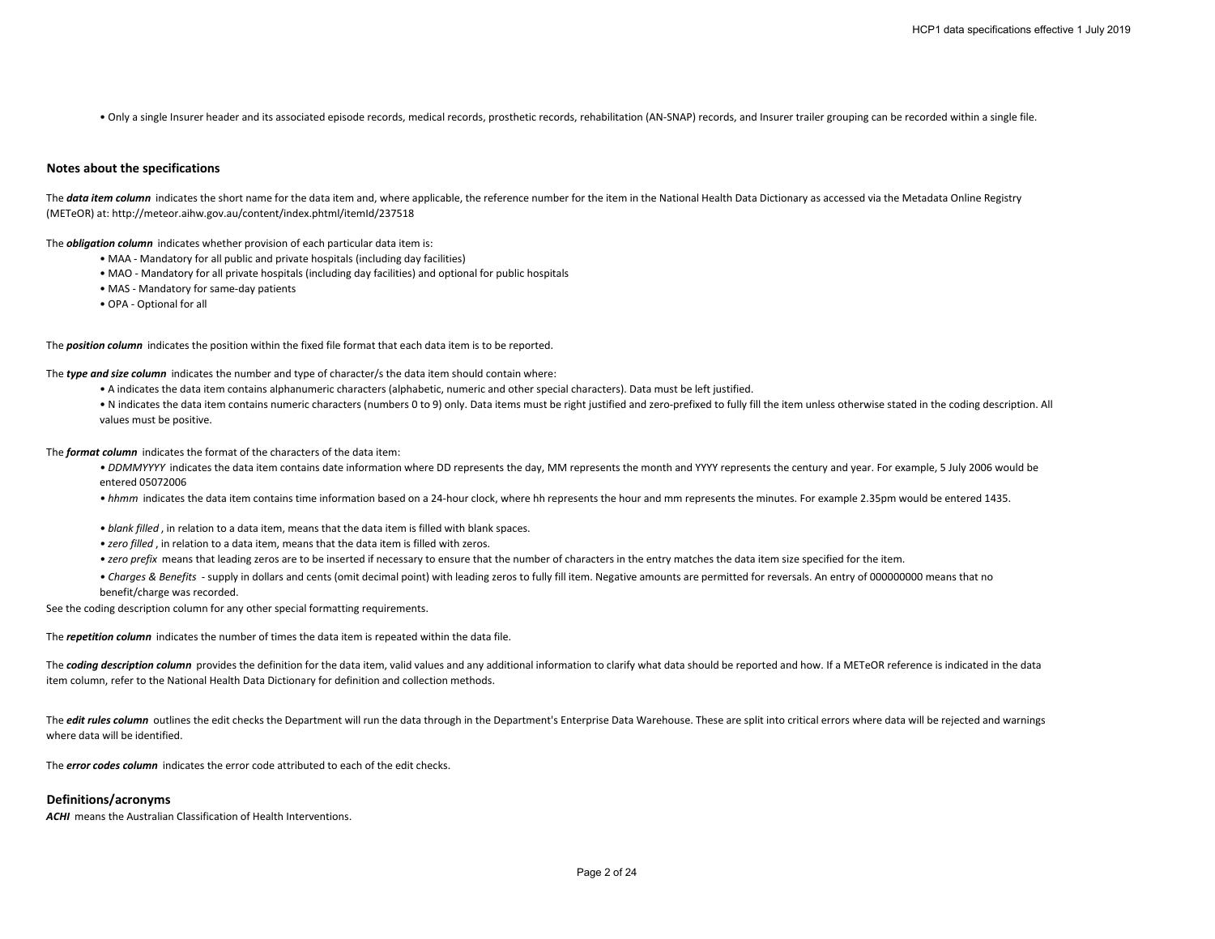• Only a single Insurer header and its associated episode records, medical records, prosthetic records, rehabilitation (AN-SNAP) records, and Insurer trailer grouping can be recorded within a single file.

### Notes about the specifications

The ***data item column*** indicates the short name for the data item and, where applicable, the reference number for the item in the National Health Data Dictionary as accessed via the Metadata Online Registry (METeOR) at: http://meteor.aihw.gov.au/content/index.phtml/itemId/237518

The ***obligation column*** indicates whether provision of each particular data item is:

- MAA - Mandatory for all public and private hospitals (including day facilities)
- MAO - Mandatory for all private hospitals (including day facilities) and optional for public hospitals
- MAS - Mandatory for same-day patients
- OPA - Optional for all

The ***position column*** indicates the position within the fixed file format that each data item is to be reported.

The ***type and size column*** indicates the number and type of character/s the data item should contain where:

- A indicates the data item contains alphanumeric characters (alphabetic, numeric and other special characters). Data must be left justified.
- N indicates the data item contains numeric characters (numbers 0 to 9) only. Data items must be right justified and zero-prefixed to fully fill the item unless otherwise stated in the coding description. All values must be positive.

The ***format column*** indicates the format of the characters of the data item:

- *DDMMYYYY* indicates the data item contains date information where DD represents the day, MM represents the month and YYYY represents the century and year. For example, 5 July 2006 would be entered 05072006
- *hhmm* indicates the data item contains time information based on a 24-hour clock, where hh represents the hour and mm represents the minutes. For example 2.35pm would be entered 1435.
- *blank filled* , in relation to a data item, means that the data item is filled with blank spaces.
- *zero filled* , in relation to a data item, means that the data item is filled with zeros.
- *zero prefix* means that leading zeros are to be inserted if necessary to ensure that the number of characters in the entry matches the data item size specified for the item.
- *Charges & Benefits* - supply in dollars and cents (omit decimal point) with leading zeros to fully fill item. Negative amounts are permitted for reversals. An entry of 000000000 means that no benefit/charge was recorded.

See the coding description column for any other special formatting requirements.

The ***repetition column*** indicates the number of times the data item is repeated within the data file.

The ***coding description column*** provides the definition for the data item, valid values and any additional information to clarify what data should be reported and how. If a METeOR reference is indicated in the data item column, refer to the National Health Data Dictionary for definition and collection methods.

The ***edit rules column*** outlines the edit checks the Department will run the data through in the Department's Enterprise Data Warehouse. These are split into critical errors where data will be rejected and warnings where data will be identified.

The ***error codes column*** indicates the error code attributed to each of the edit checks.

### Definitions/acronyms

***ACHI*** means the Australian Classification of Health Interventions.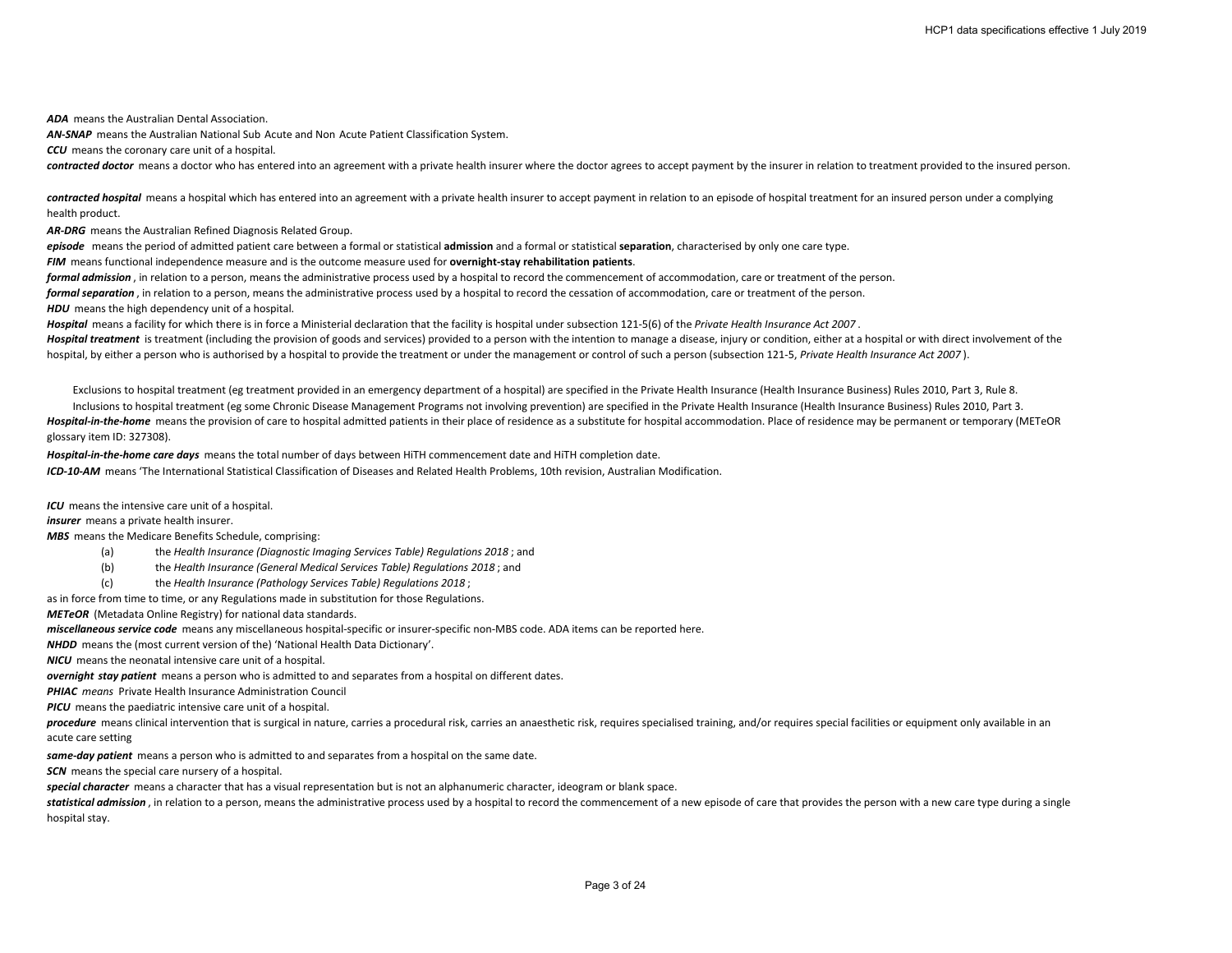***ADA*** means the Australian Dental Association.

***AN-SNAP*** means the Australian National Sub Acute and Non Acute Patient Classification System.

***CCU*** means the coronary care unit of a hospital.

***contracted doctor*** means a doctor who has entered into an agreement with a private health insurer where the doctor agrees to accept payment by the insurer in relation to treatment provided to the insured person.

***contracted hospital*** means a hospital which has entered into an agreement with a private health insurer to accept payment in relation to an episode of hospital treatment for an insured person under a complying health product.

***AR-DRG*** means the Australian Refined Diagnosis Related Group.

***episode*** means the period of admitted patient care between a formal or statistical **admission** and a formal or statistical **separation**, characterised by only one care type.

***FIM*** means functional independence measure and is the outcome measure used for **overnight-stay rehabilitation patients**.

***formal admission***, in relation to a person, means the administrative process used by a hospital to record the commencement of accommodation, care or treatment of the person.

***formal separation***, in relation to a person, means the administrative process used by a hospital to record the cessation of accommodation, care or treatment of the person.

***HDU*** means the high dependency unit of a hospital.

***Hospital*** means a facility for which there is in force a Ministerial declaration that the facility is hospital under subsection 121-5(6) of the *Private Health Insurance Act 2007*.

***Hospital treatment*** is treatment (including the provision of goods and services) provided to a person with the intention to manage a disease, injury or condition, either at a hospital or with direct involvement of the hospital, by either a person who is authorised by a hospital to provide the treatment or under the management or control of such a person (subsection 121-5, *Private Health Insurance Act 2007*).

Exclusions to hospital treatment (eg treatment provided in an emergency department of a hospital) are specified in the Private Health Insurance (Health Insurance Business) Rules 2010, Part 3, Rule 8.

Inclusions to hospital treatment (eg some Chronic Disease Management Programs not involving prevention) are specified in the Private Health Insurance (Health Insurance Business) Rules 2010, Part 3.

***Hospital-in-the-home*** means the provision of care to hospital admitted patients in their place of residence as a substitute for hospital accommodation. Place of residence may be permanent or temporary (METeOR glossary item ID: 327308).

***Hospital-in-the-home care days*** means the total number of days between HiTH commencement date and HiTH completion date.

***ICD-10-AM*** means 'The International Statistical Classification of Diseases and Related Health Problems, 10th revision, Australian Modification.

***ICU*** means the intensive care unit of a hospital.

***insurer*** means a private health insurer.

***MBS*** means the Medicare Benefits Schedule, comprising:

(a) the *Health Insurance (Diagnostic Imaging Services Table) Regulations 2018*; and

(b) the *Health Insurance (General Medical Services Table) Regulations 2018*; and

(c) the *Health Insurance (Pathology Services Table) Regulations 2018*;

as in force from time to time, or any Regulations made in substitution for those Regulations.

***METeOR*** (Metadata Online Registry) for national data standards.

***miscellaneous service code*** means any miscellaneous hospital-specific or insurer-specific non-MBS code. ADA items can be reported here.

***NHDD*** means the (most current version of the) 'National Health Data Dictionary'.

***NICU*** means the neonatal intensive care unit of a hospital.

***overnight stay patient*** means a person who is admitted to and separates from a hospital on different dates.

***PHIAC*** *means* Private Health Insurance Administration Council

***PICU*** means the paediatric intensive care unit of a hospital.

***procedure*** means clinical intervention that is surgical in nature, carries a procedural risk, carries an anaesthetic risk, requires specialised training, and/or requires special facilities or equipment only available in an acute care setting

***same-day patient*** means a person who is admitted to and separates from a hospital on the same date.

***SCN*** means the special care nursery of a hospital.

***special character*** means a character that has a visual representation but is not an alphanumeric character, ideogram or blank space.

***statistical admission***, in relation to a person, means the administrative process used by a hospital to record the commencement of a new episode of care that provides the person with a new care type during a single hospital stay.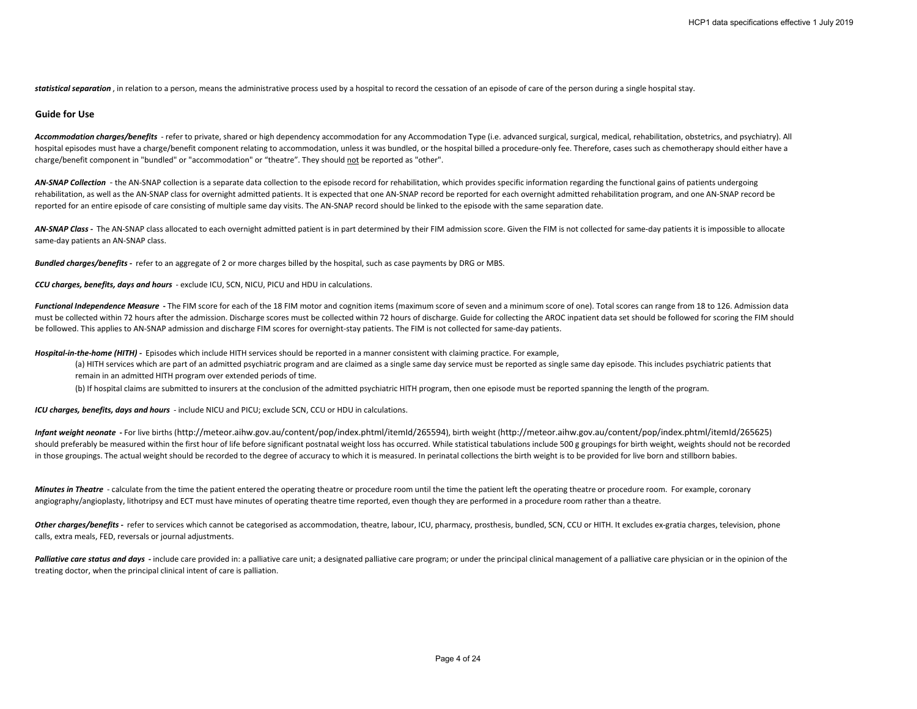***statistical separation*** , in relation to a person, means the administrative process used by a hospital to record the cessation of an episode of care of the person during a single hospital stay.

## Guide for Use

***Accommodation charges/benefits*** - refer to private, shared or high dependency accommodation for any Accommodation Type (i.e. advanced surgical, surgical, medical, rehabilitation, obstetrics, and psychiatry). All hospital episodes must have a charge/benefit component relating to accommodation, unless it was bundled, or the hospital billed a procedure-only fee. Therefore, cases such as chemotherapy should either have a charge/benefit component in "bundled" or "accommodation" or "theatre". They should not be reported as "other".

***AN-SNAP Collection*** - the AN-SNAP collection is a separate data collection to the episode record for rehabilitation, which provides specific information regarding the functional gains of patients undergoing rehabilitation, as well as the AN-SNAP class for overnight admitted patients. It is expected that one AN-SNAP record be reported for each overnight admitted rehabilitation program, and one AN-SNAP record be reported for an entire episode of care consisting of multiple same day visits. The AN-SNAP record should be linked to the episode with the same separation date.

***AN-SNAP Class -*** The AN-SNAP class allocated to each overnight admitted patient is in part determined by their FIM admission score. Given the FIM is not collected for same-day patients it is impossible to allocate same-day patients an AN-SNAP class.

***Bundled charges/benefits -*** refer to an aggregate of 2 or more charges billed by the hospital, such as case payments by DRG or MBS.

***CCU charges, benefits, days and hours*** - exclude ICU, SCN, NICU, PICU and HDU in calculations.

***Functional Independence Measure -*** The FIM score for each of the 18 FIM motor and cognition items (maximum score of seven and a minimum score of one). Total scores can range from 18 to 126. Admission data must be collected within 72 hours after the admission. Discharge scores must be collected within 72 hours of discharge. Guide for collecting the AROC inpatient data set should be followed for scoring the FIM should be followed. This applies to AN-SNAP admission and discharge FIM scores for overnight-stay patients. The FIM is not collected for same-day patients.

***Hospital-in-the-home (HITH) -*** Episodes which include HITH services should be reported in a manner consistent with claiming practice. For example,

(a) HITH services which are part of an admitted psychiatric program and are claimed as a single same day service must be reported as single same day episode. This includes psychiatric patients that remain in an admitted HITH program over extended periods of time.

(b) If hospital claims are submitted to insurers at the conclusion of the admitted psychiatric HITH program, then one episode must be reported spanning the length of the program.

***ICU charges, benefits, days and hours*** - include NICU and PICU; exclude SCN, CCU or HDU in calculations.

***Infant weight neonate -*** For live births (http://meteor.aihw.gov.au/content/pop/index.phtml/itemId/265594), birth weight (http://meteor.aihw.gov.au/content/pop/index.phtml/itemId/265625) should preferably be measured within the first hour of life before significant postnatal weight loss has occurred. While statistical tabulations include 500 g groupings for birth weight, weights should not be recorded in those groupings. The actual weight should be recorded to the degree of accuracy to which it is measured. In perinatal collections the birth weight is to be provided for live born and stillborn babies.

***Minutes in Theatre*** - calculate from the time the patient entered the operating theatre or procedure room until the time the patient left the operating theatre or procedure room. For example, coronary angiography/angioplasty, lithotripsy and ECT must have minutes of operating theatre time reported, even though they are performed in a procedure room rather than a theatre.

***Other charges/benefits -*** refer to services which cannot be categorised as accommodation, theatre, labour, ICU, pharmacy, prosthesis, bundled, SCN, CCU or HITH. It excludes ex-gratia charges, television, phone calls, extra meals, FED, reversals or journal adjustments.

***Palliative care status and days -*** include care provided in: a palliative care unit; a designated palliative care program; or under the principal clinical management of a palliative care physician or in the opinion of the treating doctor, when the principal clinical intent of care is palliation.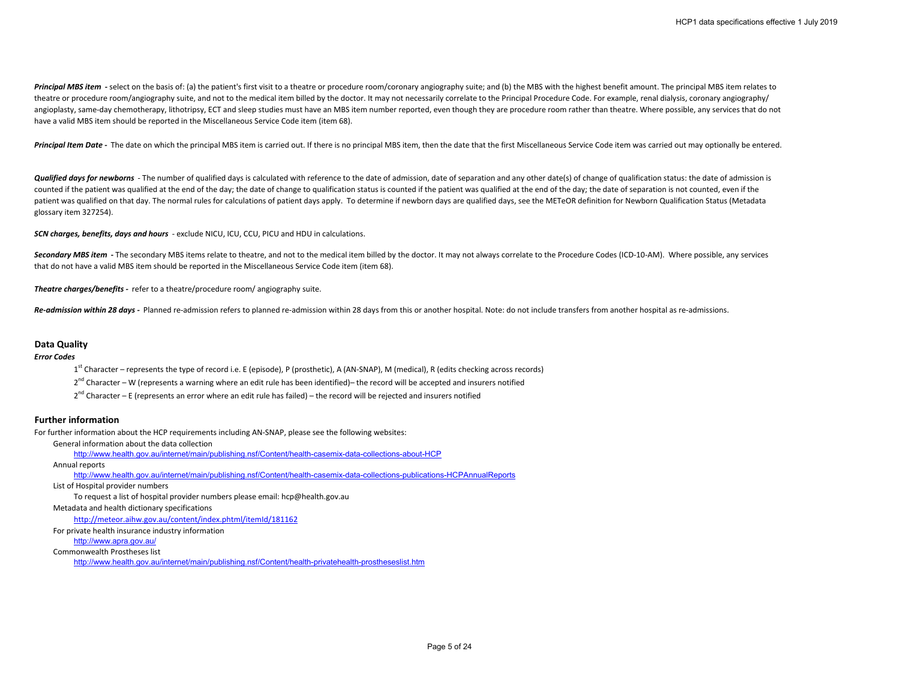***Principal MBS item*** **-** select on the basis of: (a) the patient's first visit to a theatre or procedure room/coronary angiography suite; and (b) the MBS with the highest benefit amount. The principal MBS item relates to theatre or procedure room/angiography suite, and not to the medical item billed by the doctor. It may not necessarily correlate to the Principal Procedure Code. For example, renal dialysis, coronary angiography/ angioplasty, same-day chemotherapy, lithotripsy, ECT and sleep studies must have an MBS item number reported, even though they are procedure room rather than theatre. Where possible, any services that do not have a valid MBS item should be reported in the Miscellaneous Service Code item (item 68).

***Principal Item Date*** **-** The date on which the principal MBS item is carried out. If there is no principal MBS item, then the date that the first Miscellaneous Service Code item was carried out may optionally be entered.

***Qualified days for newborns*** - The number of qualified days is calculated with reference to the date of admission, date of separation and any other date(s) of change of qualification status: the date of admission is counted if the patient was qualified at the end of the day; the date of change to qualification status is counted if the patient was qualified at the end of the day; the date of separation is not counted, even if the patient was qualified on that day. The normal rules for calculations of patient days apply. To determine if newborn days are qualified days, see the METeOR definition for Newborn Qualification Status (Metadata glossary item 327254).

***SCN charges, benefits, days and hours*** - exclude NICU, ICU, CCU, PICU and HDU in calculations.

***Secondary MBS item*** **-** The secondary MBS items relate to theatre, and not to the medical item billed by the doctor. It may not always correlate to the Procedure Codes (ICD-10-AM). Where possible, any services that do not have a valid MBS item should be reported in the Miscellaneous Service Code item (item 68).

***Theatre charges/benefits*** **-** refer to a theatre/procedure room/ angiography suite.

***Re-admission within 28 days*** **-** Planned re-admission refers to planned re-admission within 28 days from this or another hospital. Note: do not include transfers from another hospital as re-admissions.

## Data Quality

***Error Codes***

1st Character – represents the type of record i.e. E (episode), P (prosthetic), A (AN-SNAP), M (medical), R (edits checking across records)

2nd Character – W (represents a warning where an edit rule has been identified)– the record will be accepted and insurers notified

2nd Character – E (represents an error where an edit rule has failed) – the record will be rejected and insurers notified

## Further information

For further information about the HCP requirements including AN-SNAP, please see the following websites:

General information about the data collection

http://www.health.gov.au/internet/main/publishing.nsf/Content/health-casemix-data-collections-about-HCP

Annual reports

http://www.health.gov.au/internet/main/publishing.nsf/Content/health-casemix-data-collections-publications-HCPAnnualReports

List of Hospital provider numbers

To request a list of hospital provider numbers please email: hcp@health.gov.au

Metadata and health dictionary specifications

http://meteor.aihw.gov.au/content/index.phtml/itemId/181162

For private health insurance industry information

http://www.apra.gov.au/

Commonwealth Prostheses list

http://www.health.gov.au/internet/main/publishing.nsf/Content/health-privatehealth-prostheseslist.htm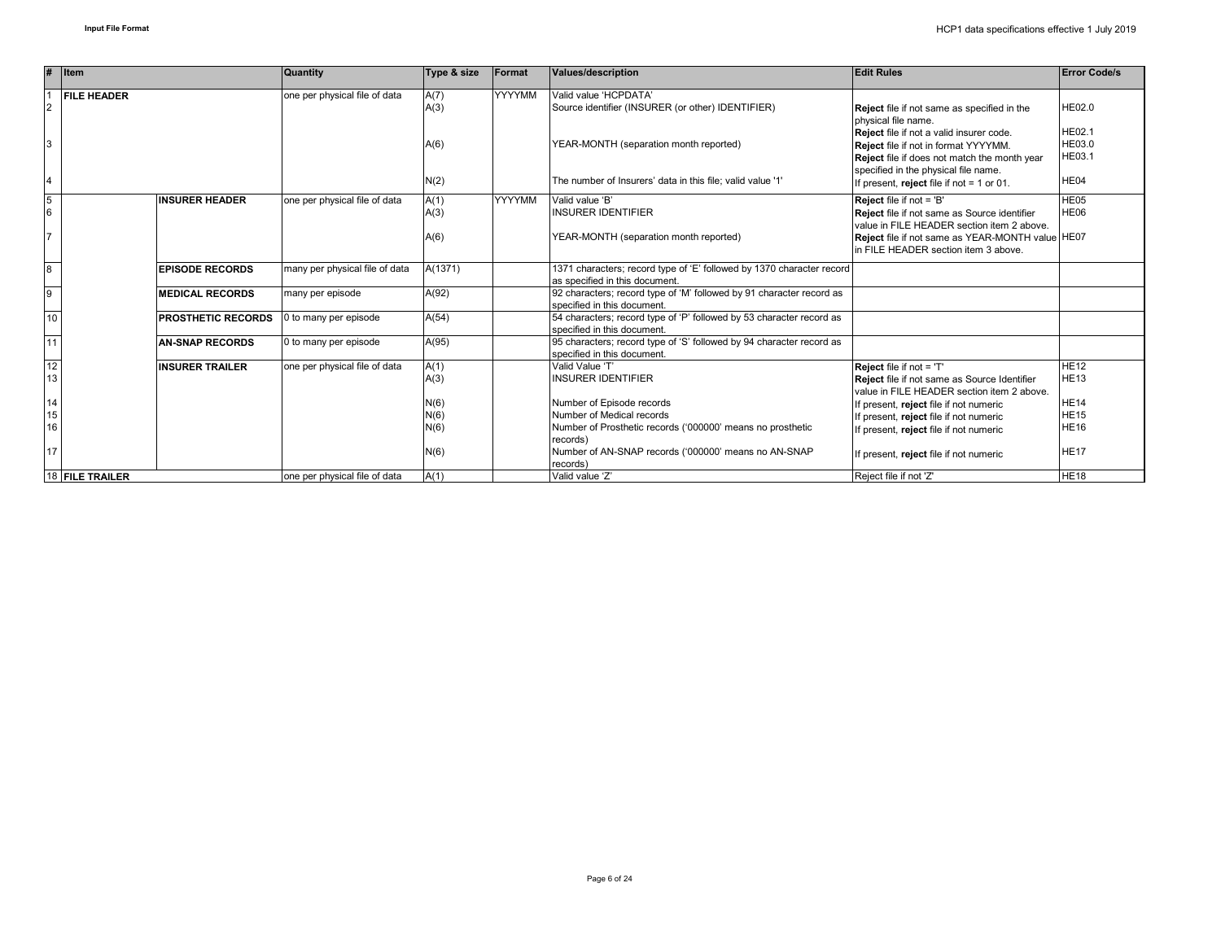| # | Item | | Quantity | Type & size | Format | Values/description | Edit Rules | Error Code/s |
|---|---|---|---|---|---|---|---|---|
| 1 | **FILE HEADER** | | one per physical file of data | A(7) | YYYYMM | Valid value 'HCPDATA' | | |
| 2 | | | | A(3) | | Source identifier (INSURER (or other) IDENTIFIER) | **Reject** file if not same as specified in the physical file name. | HE02.0 |
| | | | | | | | **Reject** file if not a valid insurer code. | HE02.1 |
| 3 | | | | A(6) | | YEAR-MONTH (separation month reported) | **Reject** file if not in format YYYYMM. | HE03.0 |
| | | | | | | | **Reject** file if does not match the month year specified in the physical file name. | HE03.1 |
| 4 | | | | N(2) | | The number of Insurers' data in this file; valid value '1' | If present, **reject** file if not = 1 or 01. | HE04 |
| 5 | | **INSURER HEADER** | one per physical file of data | A(1) | YYYYMM | Valid value 'B' | **Reject** file if not = 'B' | HE05 |
| 6 | | | | A(3) | | INSURER IDENTIFIER | **Reject** file if not same as Source identifier value in FILE HEADER section item 2 above. | HE06 |
| 7 | | | | A(6) | | YEAR-MONTH (separation month reported) | **Reject** file if not same as YEAR-MONTH value in FILE HEADER section item 3 above. | HE07 |
| 8 | | **EPISODE RECORDS** | many per physical file of data | A(1371) | | 1371 characters; record type of 'E' followed by 1370 character record as specified in this document. | | |
| 9 | | **MEDICAL RECORDS** | many per episode | A(92) | | 92 characters; record type of 'M' followed by 91 character record as specified in this document. | | |
| 10 | | **PROSTHETIC RECORDS** | 0 to many per episode | A(54) | | 54 characters; record type of 'P' followed by 53 character record as specified in this document. | | |
| 11 | | **AN-SNAP RECORDS** | 0 to many per episode | A(95) | | 95 characters; record type of 'S' followed by 94 character record as specified in this document. | | |
| 12 | | **INSURER TRAILER** | one per physical file of data | A(1) | | Valid Value 'T' | **Reject** file if not = 'T' | HE12 |
| 13 | | | | A(3) | | INSURER IDENTIFIER | **Reject** file if not same as Source Identifier value in FILE HEADER section item 2 above. | HE13 |
| 14 | | | | N(6) | | Number of Episode records | If present, **reject** file if not numeric | HE14 |
| 15 | | | | N(6) | | Number of Medical records | If present, **reject** file if not numeric | HE15 |
| 16 | | | | N(6) | | Number of Prosthetic records ('000000' means no prosthetic records) | If present, **reject** file if not numeric | HE16 |
| 17 | | | | N(6) | | Number of AN-SNAP records ('000000' means no AN-SNAP records) | If present, **reject** file if not numeric | HE17 |
| 18 | **FILE TRAILER** | | one per physical file of data | A(1) | | Valid value 'Z' | Reject file if not 'Z' | HE18 |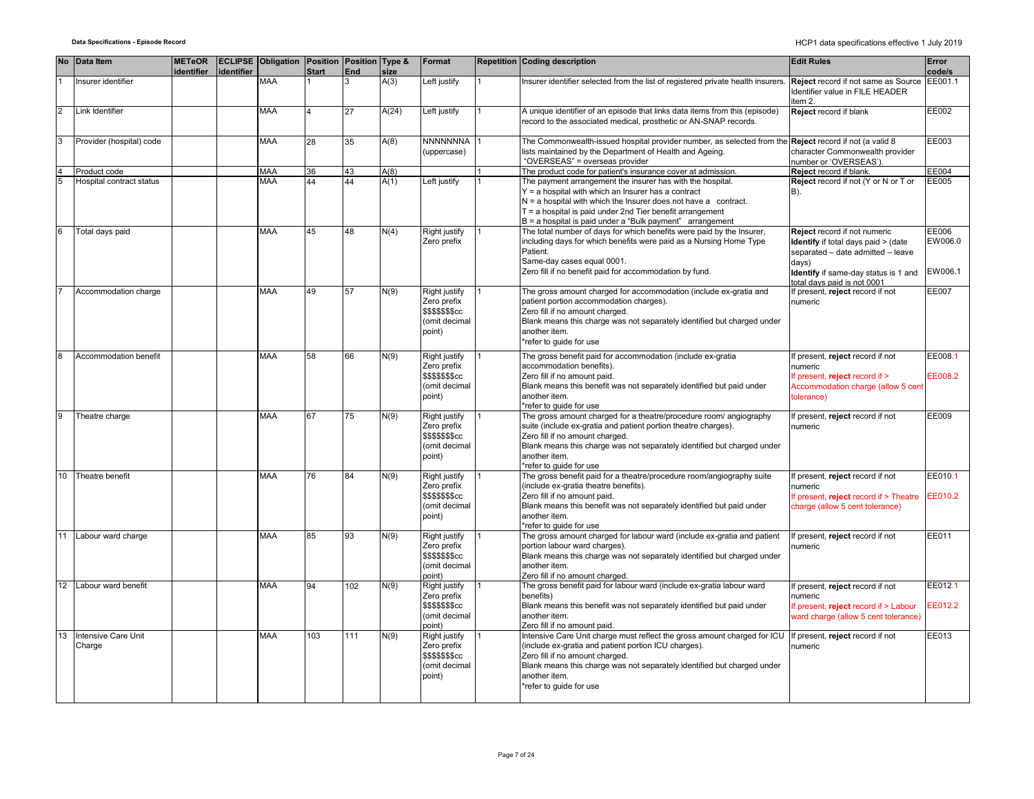| No | Data Item | METeOR identifier | ECLIPSE identifier | Obligation | Position Start | Position End | Type & size | Format | Repetition | Coding description | Edit Rules | Error code/s |
|---|---|---|---|---|---|---|---|---|---|---|---|---|
| 1 | Insurer identifier | | | MAA | 1 | 3 | A(3) | Left justify | 1 | Insurer identifier selected from the list of registered private health insurers. | **Reject** record if not same as Source Identifier value in FILE HEADER item 2. | EE001.1 |
| 2 | Link Identifier | | | MAA | 4 | 27 | A(24) | Left justify | 1 | A unique identifier of an episode that links data items from this (episode) record to the associated medical, prosthetic or AN-SNAP records. | **Reject** record if blank | EE002 |
| 3 | Provider (hospital) code | | | MAA | 28 | 35 | A(8) | NNNNNNNA (uppercase) | 1 | The Commonwealth-issued hospital provider number, as selected from the lists maintained by the Department of Health and Ageing.<br>"OVERSEAS" = overseas provider | **Reject** record if not (a valid 8 character Commonwealth provider number or 'OVERSEAS'). | EE003 |
| 4 | Product code | | | MAA | 36 | 43 | A(8) | | 1 | The product code for patient's insurance cover at admission. | **Reject** record if blank. | EE004 |
| 5 | Hospital contract status | | | MAA | 44 | 44 | A(1) | Left justify | 1 | The payment arrangement the insurer has with the hospital.<br>Y = a hospital with which an Insurer has a contract<br>N = a hospital with which the Insurer does not have a contract.<br>T = a hospital is paid under 2nd Tier benefit arrangement<br>B = a hospital is paid under a "Bulk payment" arrangement | **Reject** record if not (Y or N or T or B). | EE005 |
| 6 | Total days paid | | | MAA | 45 | 48 | N(4) | Right justify Zero prefix | 1 | The total number of days for which benefits were paid by the Insurer, including days for which benefits were paid as a Nursing Home Type Patient.<br>Same-day cases equal 0001.<br>Zero fill if no benefit paid for accommodation by fund. | **Reject** record if not numeric<br>**Identify** if total days paid > (date separated – date admitted – leave days)<br>**Identify** if same-day status is 1 and total days paid is not 0001 | EE006<br>EW006.0<br>EW006.1 |
| 7 | Accommodation charge | | | MAA | 49 | 57 | N(9) | Right justify Zero prefix $$$$$$$cc (omit decimal point) | 1 | The gross amount charged for accommodation (include ex-gratia and patient portion accommodation charges).<br>Zero fill if no amount charged.<br>Blank means this charge was not separately identified but charged under another item.<br>*refer to guide for use | If present, **reject** record if not numeric | EE007 |
| 8 | Accommodation benefit | | | MAA | 58 | 66 | N(9) | Right justify Zero prefix $$$$$$$cc (omit decimal point) | 1 | The gross benefit paid for accommodation (include ex-gratia accommodation benefits).<br>Zero fill if no amount paid.<br>Blank means this benefit was not separately identified but paid under another item.<br>*refer to guide for use | If present, **reject** record if not numeric<br>If present, **reject** record if > Accommodation charge (allow 5 cent tolerance) | EE008.1<br>EE008.2 |
| 9 | Theatre charge | | | MAA | 67 | 75 | N(9) | Right justify Zero prefix $$$$$$$cc (omit decimal point) | 1 | The gross amount charged for a theatre/procedure room/ angiography suite (include ex-gratia and patient portion theatre charges).<br>Zero fill if no amount charged.<br>Blank means this charge was not separately identified but charged under another item.<br>*refer to guide for use | If present, **reject** record if not numeric | EE009 |
| 10 | Theatre benefit | | | MAA | 76 | 84 | N(9) | Right justify Zero prefix $$$$$$$cc (omit decimal point) | 1 | The gross benefit paid for a theatre/procedure room/angiography suite (include ex-gratia theatre benefits).<br>Zero fill if no amount paid.<br>Blank means this benefit was not separately identified but paid under another item.<br>*refer to guide for use | If present, **reject** record if not numeric<br>If present, **reject** record if > Theatre charge (allow 5 cent tolerance) | EE010.1<br>EE010.2 |
| 11 | Labour ward charge | | | MAA | 85 | 93 | N(9) | Right justify Zero prefix $$$$$$$cc (omit decimal point) | 1 | The gross amount charged for labour ward (include ex-gratia and patient portion labour ward charges).<br>Blank means this charge was not separately identified but charged under another item.<br>Zero fill if no amount charged. | If present, **reject** record if not numeric | EE011 |
| 12 | Labour ward benefit | | | MAA | 94 | 102 | N(9) | Right justify Zero prefix $$$$$$$cc (omit decimal point) | 1 | The gross benefit paid for labour ward (include ex-gratia labour ward benefits)<br>Blank means this benefit was not separately identified but paid under another item.<br>Zero fill if no amount paid. | If present, **reject** record if not numeric<br>If present, **reject** record if > Labour ward charge (allow 5 cent tolerance) | EE012.1<br>EE012.2 |
| 13 | Intensive Care Unit Charge | | | MAA | 103 | 111 | N(9) | Right justify Zero prefix $$$$$$$cc (omit decimal point) | 1 | Intensive Care Unit charge must reflect the gross amount charged for ICU (include ex-gratia and patient portion ICU charges).<br>Zero fill if no amount charged.<br>Blank means this charge was not separately identified but charged under another item.<br>*refer to guide for use | If present, **reject** record if not numeric | EE013 |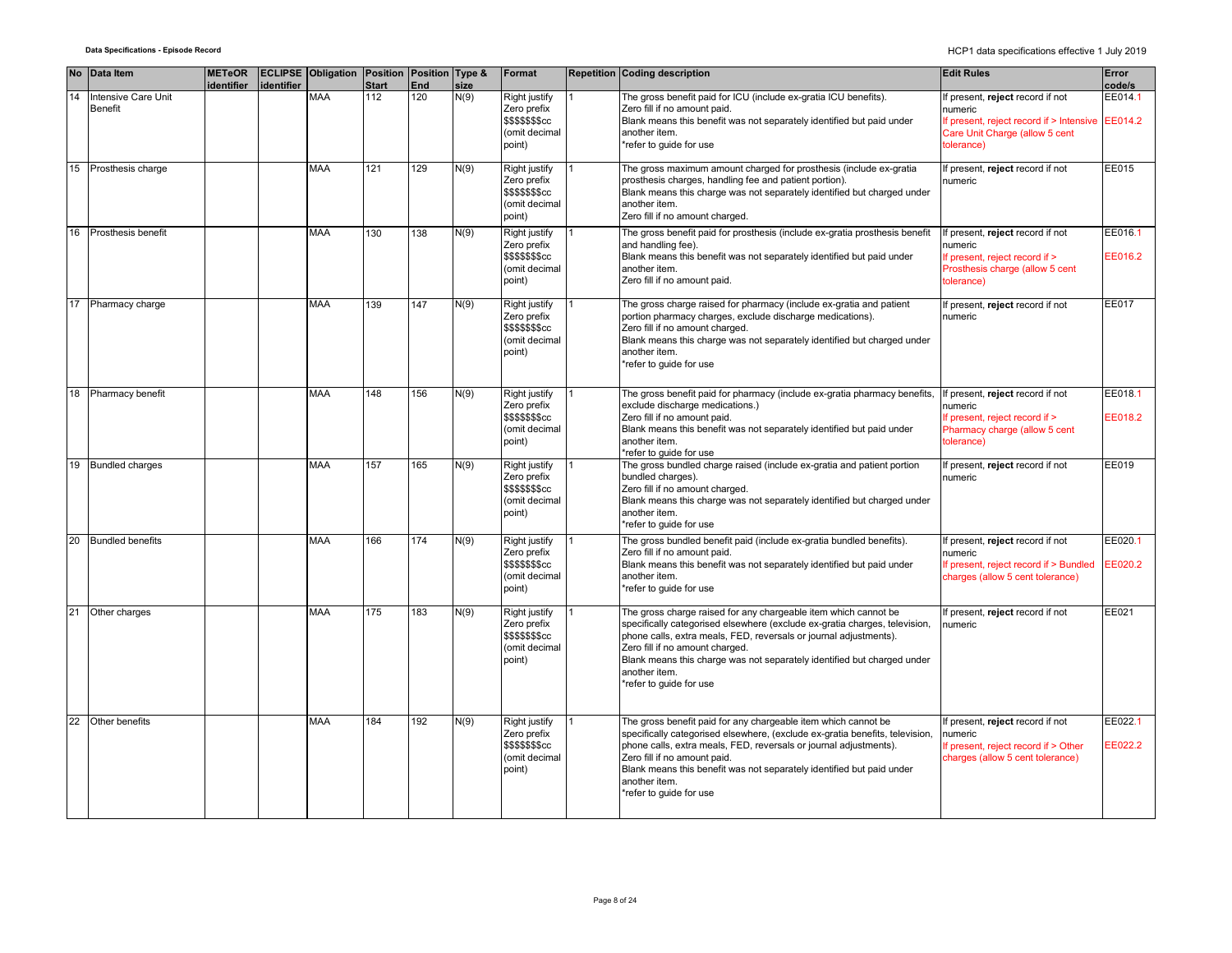| No | Data Item | METeOR identifier | ECLIPSE identifier | Obligation | Position Start | Position End | Type & size | Format | Repetition | Coding description | Edit Rules | Error code/s |
|---|---|---|---|---|---|---|---|---|---|---|---|---|
| 14 | Intensive Care Unit Benefit | | | MAA | 112 | 120 | N(9) | Right justify Zero prefix $$$$$$$cc (omit decimal point) | 1 | The gross benefit paid for ICU (include ex-gratia ICU benefits). Zero fill if no amount paid. Blank means this benefit was not separately identified but paid under another item. *refer to guide for use | If present, **reject** record if not numeric If present, reject record if > Intensive Care Unit Charge (allow 5 cent tolerance) | EE014.1 EE014.2 |
| 15 | Prosthesis charge | | | MAA | 121 | 129 | N(9) | Right justify Zero prefix $$$$$$$cc (omit decimal point) | 1 | The gross maximum amount charged for prosthesis (include ex-gratia prosthesis charges, handling fee and patient portion). Blank means this charge was not separately identified but charged under another item. Zero fill if no amount charged. | If present, **reject** record if not numeric | EE015 |
| 16 | Prosthesis benefit | | | MAA | 130 | 138 | N(9) | Right justify Zero prefix $$$$$$$cc (omit decimal point) | 1 | The gross benefit paid for prosthesis (include ex-gratia prosthesis benefit and handling fee). Blank means this benefit was not separately identified but paid under another item. Zero fill if no amount paid. | If present, **reject** record if not numeric If present, reject record if > Prosthesis charge (allow 5 cent tolerance) | EE016.1 EE016.2 |
| 17 | Pharmacy charge | | | MAA | 139 | 147 | N(9) | Right justify Zero prefix $$$$$$$cc (omit decimal point) | 1 | The gross charge raised for pharmacy (include ex-gratia and patient portion pharmacy charges, exclude discharge medications). Zero fill if no amount charged. Blank means this charge was not separately identified but charged under another item. *refer to guide for use | If present, **reject** record if not numeric | EE017 |
| 18 | Pharmacy benefit | | | MAA | 148 | 156 | N(9) | Right justify Zero prefix $$$$$$$cc (omit decimal point) | 1 | The gross benefit paid for pharmacy (include ex-gratia pharmacy benefits, exclude discharge medications.) Zero fill if no amount paid. Blank means this benefit was not separately identified but paid under another item. *refer to guide for use | If present, **reject** record if not numeric If present, reject record if > Pharmacy charge (allow 5 cent tolerance) | EE018.1 EE018.2 |
| 19 | Bundled charges | | | MAA | 157 | 165 | N(9) | Right justify Zero prefix $$$$$$$cc (omit decimal point) | 1 | The gross bundled charge raised (include ex-gratia and patient portion bundled charges). Zero fill if no amount charged. Blank means this charge was not separately identified but charged under another item. *refer to guide for use | If present, **reject** record if not numeric | EE019 |
| 20 | Bundled benefits | | | MAA | 166 | 174 | N(9) | Right justify Zero prefix $$$$$$$cc (omit decimal point) | 1 | The gross bundled benefit paid (include ex-gratia bundled benefits). Zero fill if no amount paid. Blank means this benefit was not separately identified but paid under another item. *refer to guide for use | If present, **reject** record if not numeric If present, reject record if > Bundled charges (allow 5 cent tolerance) | EE020.1 EE020.2 |
| 21 | Other charges | | | MAA | 175 | 183 | N(9) | Right justify Zero prefix $$$$$$$cc (omit decimal point) | 1 | The gross charge raised for any chargeable item which cannot be specifically categorised elsewhere (exclude ex-gratia charges, television, phone calls, extra meals, FED, reversals or journal adjustments). Zero fill if no amount charged. Blank means this charge was not separately identified but charged under another item. *refer to guide for use | If present, **reject** record if not numeric | EE021 |
| 22 | Other benefits | | | MAA | 184 | 192 | N(9) | Right justify Zero prefix $$$$$$$cc (omit decimal point) | 1 | The gross benefit paid for any chargeable item which cannot be specifically categorised elsewhere, (exclude ex-gratia benefits, television, phone calls, extra meals, FED, reversals or journal adjustments). Zero fill if no amount paid. Blank means this benefit was not separately identified but paid under another item. *refer to guide for use | If present, **reject** record if not numeric If present, reject record if > Other charges (allow 5 cent tolerance) | EE022.1 EE022.2 |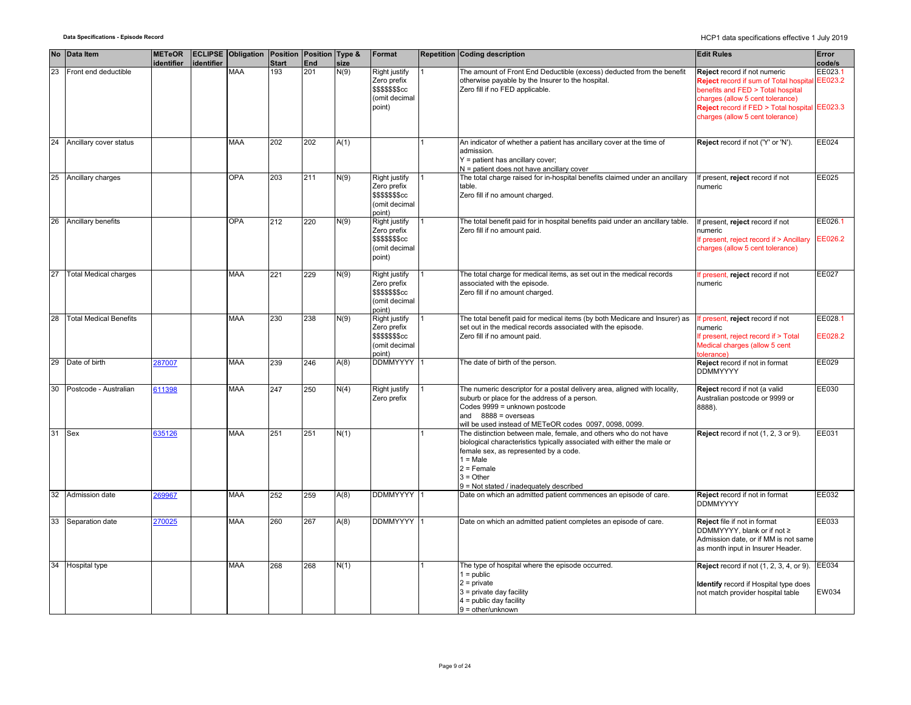| No | Data Item | METeOR identifier | ECLIPSE identifier | Obligation | Position Start | Position End | Type & size | Format | Repetition | Coding description | Edit Rules | Error code/s |
|---|---|---|---|---|---|---|---|---|---|---|---|---|
| 23 | Front end deductible | | | MAA | 193 | 201 | N(9) | Right justify Zero prefix $$$$$$$cc (omit decimal point) | 1 | The amount of Front End Deductible (excess) deducted from the benefit otherwise payable by the Insurer to the hospital.<br>Zero fill if no FED applicable. | **Reject** record if not numeric<br>**Reject** record if sum of Total hospital benefits and FED > Total hospital charges (allow 5 cent tolerance)<br>**Reject** record if FED > Total hospital charges (allow 5 cent tolerance) | EE023.1<br>EE023.2<br><br>EE023.3 |
| 24 | Ancillary cover status | | | MAA | 202 | 202 | A(1) | | 1 | An indicator of whether a patient has ancillary cover at the time of admission.<br>Y = patient has ancillary cover;<br>N = patient does not have ancillary cover | **Reject** record if not ('Y' or 'N'). | EE024 |
| 25 | Ancillary charges | | | OPA | 203 | 211 | N(9) | Right justify Zero prefix $$$$$$$cc (omit decimal point) | 1 | The total charge raised for in-hospital benefits claimed under an ancillary table.<br>Zero fill if no amount charged. | If present, **reject** record if not numeric | EE025 |
| 26 | Ancillary benefits | | | OPA | 212 | 220 | N(9) | Right justify Zero prefix $$$$$$$cc (omit decimal point) | 1 | The total benefit paid for in hospital benefits paid under an ancillary table.<br>Zero fill if no amount paid. | If present, **reject** record if not numeric<br>If present, reject record if > Ancillary charges (allow 5 cent tolerance) | EE026.1<br>EE026.2 |
| 27 | Total Medical charges | | | MAA | 221 | 229 | N(9) | Right justify Zero prefix $$$$$$$cc (omit decimal point) | 1 | The total charge for medical items, as set out in the medical records associated with the episode.<br>Zero fill if no amount charged. | If present, **reject** record if not numeric | EE027 |
| 28 | Total Medical Benefits | | | MAA | 230 | 238 | N(9) | Right justify Zero prefix $$$$$$$cc (omit decimal point) | 1 | The total benefit paid for medical items (by both Medicare and Insurer) as set out in the medical records associated with the episode.<br>Zero fill if no amount paid. | If present, **reject** record if not numeric<br>If present, reject record if > Total Medical charges (allow 5 cent tolerance) | EE028.1<br>EE028.2 |
| 29 | Date of birth | 287007 | | MAA | 239 | 246 | A(8) | DDMMYYYY | 1 | The date of birth of the person. | **Reject** record if not in format DDMMYYYY | EE029 |
| 30 | Postcode - Australian | 611398 | | MAA | 247 | 250 | N(4) | Right justify Zero prefix | 1 | The numeric descriptor for a postal delivery area, aligned with locality, suburb or place for the address of a person.<br>Codes 9999 = unknown postcode<br>and 8888 = overseas<br>will be used instead of METeOR codes 0097, 0098, 0099. | **Reject** record if not (a valid Australian postcode or 9999 or 8888). | EE030 |
| 31 | Sex | 635126 | | MAA | 251 | 251 | N(1) | | 1 | The distinction between male, female, and others who do not have biological characteristics typically associated with either the male or female sex, as represented by a code.<br>1 = Male<br>2 = Female<br>3 = Other<br>9 = Not stated / inadequately described | **Reject** record if not (1, 2, 3 or 9). | EE031 |
| 32 | Admission date | 269967 | | MAA | 252 | 259 | A(8) | DDMMYYYY | 1 | Date on which an admitted patient commences an episode of care. | **Reject** record if not in format DDMMYYYY | EE032 |
| 33 | Separation date | 270025 | | MAA | 260 | 267 | A(8) | DDMMYYYY | 1 | Date on which an admitted patient completes an episode of care. | **Reject** file if not in format DDMMYYYY, blank or if not ≥ Admission date, or if MM is not same as month input in Insurer Header. | EE033 |
| 34 | Hospital type | | | MAA | 268 | 268 | N(1) | | 1 | The type of hospital where the episode occurred.<br>1 = public<br>2 = private<br>3 = private day facility<br>4 = public day facility<br>9 = other/unknown | **Reject** record if not (1, 2, 3, 4, or 9).<br><br>**Identify** record if Hospital type does not match provider hospital table | EE034<br><br>EW034 |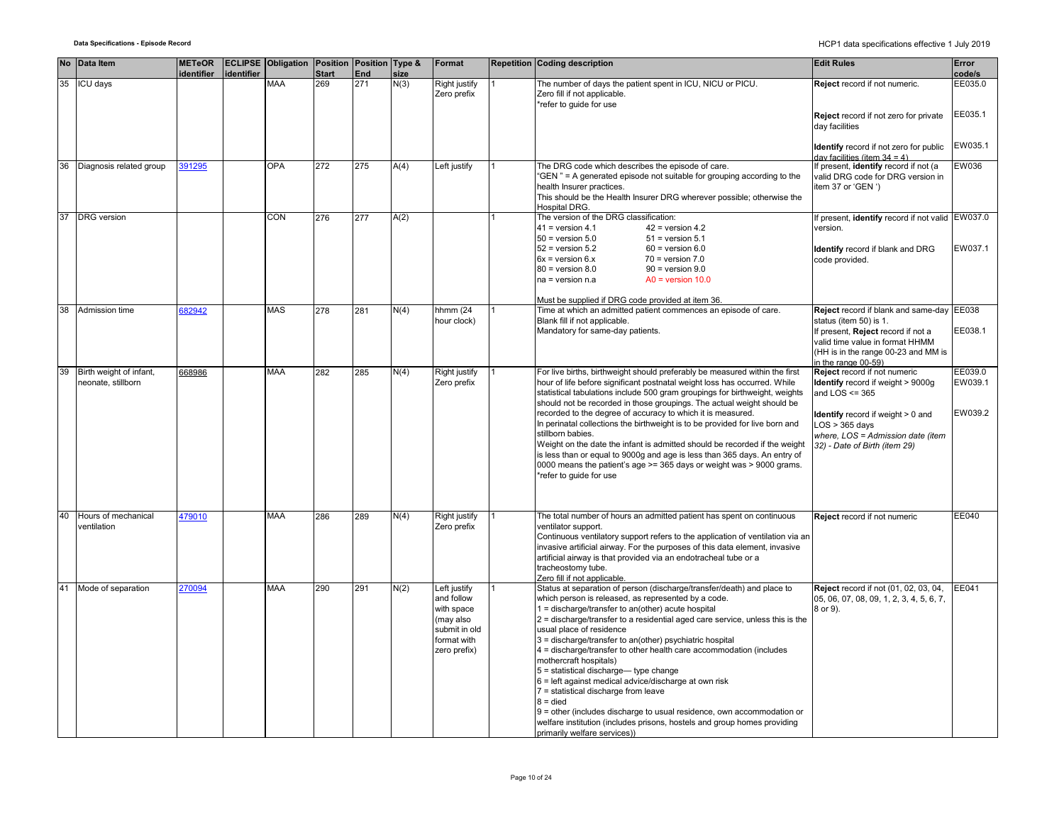| No | Data Item | METeOR identifier | ECLIPSE identifier | Obligation | Position Start | Position End | Type & size | Format | Repetition | Coding description | Edit Rules | Error code/s |
|---|---|---|---|---|---|---|---|---|---|---|---|---|
| 35 | ICU days | | | MAA | 269 | 271 | N(3) | Right justify Zero prefix | 1 | The number of days the patient spent in ICU, NICU or PICU.<br>Zero fill if not applicable.<br>*refer to guide for use | **Reject** record if not numeric.<br><br>**Reject** record if not zero for private day facilities<br><br>**Identify** record if not zero for public day facilities (item 34 = 4) | EE035.0<br><br>EE035.1<br><br>EW035.1 |
| 36 | Diagnosis related group | 391295 | | OPA | 272 | 275 | A(4) | Left justify | 1 | The DRG code which describes the episode of care.<br>"GEN " = A generated episode not suitable for grouping according to the health Insurer practices.<br>This should be the Health Insurer DRG wherever possible; otherwise the Hospital DRG. | If present, **identify** record if not (a valid DRG code for DRG version in item 37 or 'GEN ') | EW036 |
| 37 | DRG version | | | CON | 276 | 277 | A(2) | | 1 | The version of the DRG classification:<br>41 = version 4.1 42 = version 4.2<br>50 = version 5.0 51 = version 5.1<br>52 = version 5.2 60 = version 6.0<br>6x = version 6.x 70 = version 7.0<br>80 = version 8.0 90 = version 9.0<br>na = version n.a A0 = version 10.0<br><br>Must be supplied if DRG code provided at item 36. | If present, **identify** record if not valid version.<br><br>**Identify** record if blank and DRG code provided. | EW037.0<br><br>EW037.1 |
| 38 | Admission time | 682942 | | MAS | 278 | 281 | N(4) | hhmm (24 hour clock) | 1 | Time at which an admitted patient commences an episode of care.<br>Blank fill if not applicable.<br>Mandatory for same-day patients. | **Reject** record if blank and same-day status (item 50) is 1.<br>If present, **Reject** record if not a valid time value in format HHMM (HH is in the range 00-23 and MM is in the range 00-59) | EE038<br><br>EE038.1 |
| 39 | Birth weight of infant, neonate, stillborn | 668986 | | MAA | 282 | 285 | N(4) | Right justify Zero prefix | 1 | For live births, birthweight should preferably be measured within the first hour of life before significant postnatal weight loss has occurred. While statistical tabulations include 500 gram groupings for birthweight, weights should not be recorded in those groupings. The actual weight should be recorded to the degree of accuracy to which it is measured.<br>In perinatal collections the birthweight is to be provided for live born and stillborn babies.<br>Weight on the date the infant is admitted should be recorded if the weight is less than or equal to 9000g and age is less than 365 days. An entry of 0000 means the patient's age >= 365 days or weight was > 9000 grams.<br>*refer to guide for use | **Reject** record if not numeric<br>**Identify** record if weight > 9000g and LOS <= 365<br><br>**Identify** record if weight > 0 and LOS > 365 days<br>*where, LOS = Admission date (item 32) - Date of Birth (item 29)* | EE039.0<br>EW039.1<br><br>EW039.2 |
| 40 | Hours of mechanical ventilation | 479010 | | MAA | 286 | 289 | N(4) | Right justify Zero prefix | 1 | The total number of hours an admitted patient has spent on continuous ventilator support.<br>Continuous ventilatory support refers to the application of ventilation via an invasive artificial airway. For the purposes of this data element, invasive artificial airway is that provided via an endotracheal tube or a tracheostomy tube.<br>Zero fill if not applicable. | **Reject** record if not numeric | EE040 |
| 41 | Mode of separation | 270094 | | MAA | 290 | 291 | N(2) | Left justify and follow with space (may also submit in old format with zero prefix) | 1 | Status at separation of person (discharge/transfer/death) and place to which person is released, as represented by a code.<br>1 = discharge/transfer to an(other) acute hospital<br>2 = discharge/transfer to a residential aged care service, unless this is the usual place of residence<br>3 = discharge/transfer to an(other) psychiatric hospital<br>4 = discharge/transfer to other health care accommodation (includes mothercraft hospitals)<br>5 = statistical discharge— type change<br>6 = left against medical advice/discharge at own risk<br>7 = statistical discharge from leave<br>8 = died<br>9 = other (includes discharge to usual residence, own accommodation or welfare institution (includes prisons, hostels and group homes providing primarily welfare services)) | **Reject** record if not (01, 02, 03, 04, 05, 06, 07, 08, 09, 1, 2, 3, 4, 5, 6, 7, 8 or 9). | EE041 |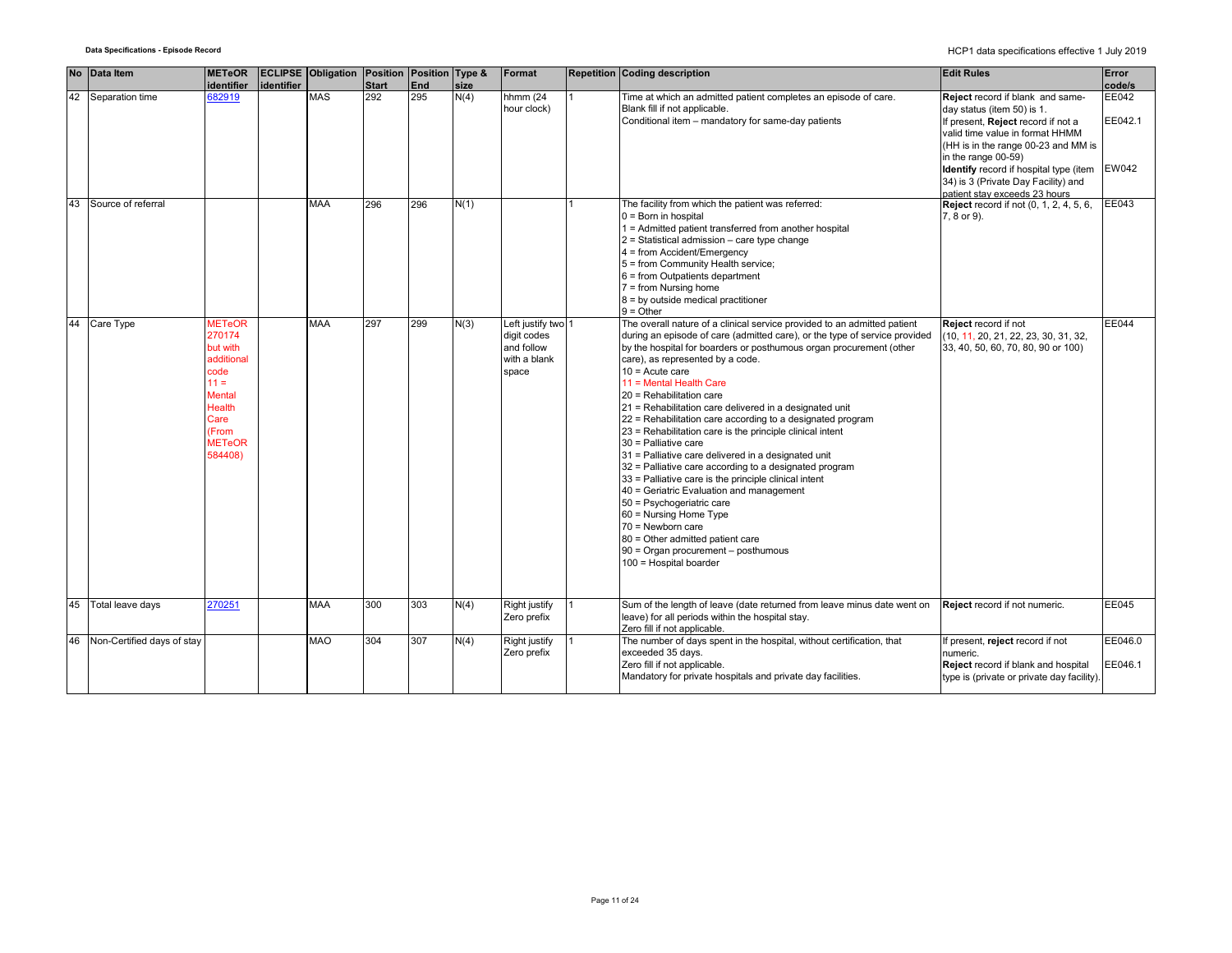| No | Data Item | METeOR identifier | ECLIPSE identifier | Obligation | Position Start | Position End | Type & size | Format | Repetition | Coding description | Edit Rules | Error code/s |
|---|---|---|---|---|---|---|---|---|---|---|---|---|
| 42 | Separation time | 682919 | | MAS | 292 | 295 | N(4) | hhmm (24 hour clock) | 1 | Time at which an admitted patient completes an episode of care.<br>Blank fill if not applicable.<br>Conditional item – mandatory for same-day patients | **Reject** record if blank and same-day status (item 50) is 1.<br>If present, **Reject** record if not a valid time value in format HHMM (HH is in the range 00-23 and MM is in the range 00-59)<br>**Identify** record if hospital type (item 34) is 3 (Private Day Facility) and patient stay exceeds 23 hours | EE042<br>EE042.1<br>EW042 |
| 43 | Source of referral | | | MAA | 296 | 296 | N(1) | | 1 | The facility from which the patient was referred:<br>0 = Born in hospital<br>1 = Admitted patient transferred from another hospital<br>2 = Statistical admission – care type change<br>4 = from Accident/Emergency<br>5 = from Community Health service;<br>6 = from Outpatients department<br>7 = from Nursing home<br>8 = by outside medical practitioner<br>9 = Other | **Reject** record if not (0, 1, 2, 4, 5, 6, 7, 8 or 9). | EE043 |
| 44 | Care Type | METeOR 270174 but with additional code 11 = Mental Health Care (From METeOR 584408) | | MAA | 297 | 299 | N(3) | Left justify two digit codes and follow with a blank space | 1 | The overall nature of a clinical service provided to an admitted patient during an episode of care (admitted care), or the type of service provided by the hospital for boarders or posthumous organ procurement (other care), as represented by a code.<br>10 = Acute care<br>11 = Mental Health Care<br>20 = Rehabilitation care<br>21 = Rehabilitation care delivered in a designated unit<br>22 = Rehabilitation care according to a designated program<br>23 = Rehabilitation care is the principle clinical intent<br>30 = Palliative care<br>31 = Palliative care delivered in a designated unit<br>32 = Palliative care according to a designated program<br>33 = Palliative care is the principle clinical intent<br>40 = Geriatric Evaluation and management<br>50 = Psychogeriatric care<br>60 = Nursing Home Type<br>70 = Newborn care<br>80 = Other admitted patient care<br>90 = Organ procurement – posthumous<br>100 = Hospital boarder | **Reject** record if not (10, 11, 20, 21, 22, 23, 30, 31, 32, 33, 40, 50, 60, 70, 80, 90 or 100) | EE044 |
| 45 | Total leave days | 270251 | | MAA | 300 | 303 | N(4) | Right justify Zero prefix | 1 | Sum of the length of leave (date returned from leave minus date went on leave) for all periods within the hospital stay.<br>Zero fill if not applicable. | **Reject** record if not numeric. | EE045 |
| 46 | Non-Certified days of stay | | | MAO | 304 | 307 | N(4) | Right justify Zero prefix | 1 | The number of days spent in the hospital, without certification, that exceeded 35 days.<br>Zero fill if not applicable.<br>Mandatory for private hospitals and private day facilities. | If present, **reject** record if not numeric.<br>**Reject** record if blank and hospital type is (private or private day facility). | EE046.0<br>EE046.1 |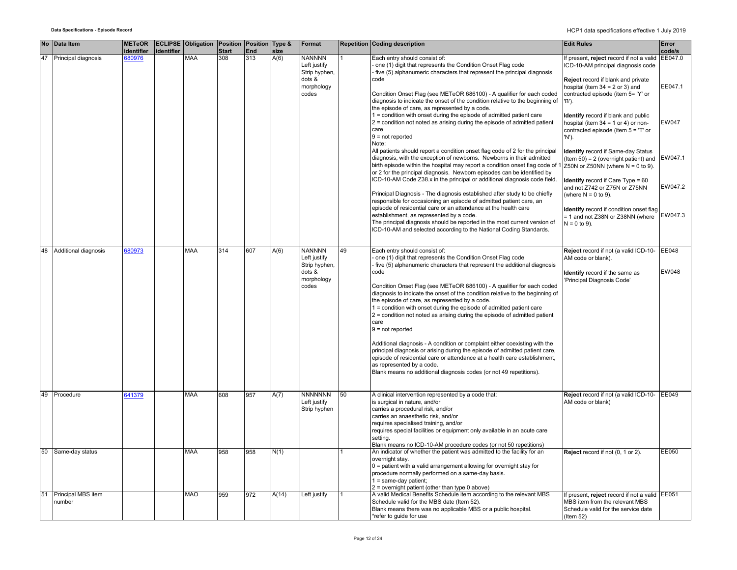| No | Data Item | METeOR identifier | ECLIPSE identifier | Obligation | Position Start | Position End | Type & size | Format | Repetition | Coding description | Edit Rules | Error code/s |
|---|---|---|---|---|---|---|---|---|---|---|---|---|
| 47 | Principal diagnosis | 680976 | | MAA | 308 | 313 | A(6) | NANNNN Left justify Strip hyphen, dots & morphology codes | 1 | Each entry should consist of:<br>- one (1) digit that represents the Condition Onset Flag code<br>- five (5) alphanumeric characters that represent the principal diagnosis code<br><br>Condition Onset Flag (see METeOR 686100) - A qualifier for each coded diagnosis to indicate the onset of the condition relative to the beginning of the episode of care, as represented by a code.<br>1 = condition with onset during the episode of admitted patient care<br>2 = condition not noted as arising during the episode of admitted patient care<br>9 = not reported<br>Note:<br>All patients should report a condition onset flag code of 2 for the principal diagnosis, with the exception of newborns. Newborns in their admitted birth episode within the hospital may report a condition onset flag code of 1 or 2 for the principal diagnosis. Newborn episodes can be identified by ICD-10-AM Code Z38.x in the principal or additional diagnosis code field.<br><br>Principal Diagnosis - The diagnosis established after study to be chiefly responsible for occasioning an episode of admitted patient care, an episode of residential care or an attendance at the health care establishment, as represented by a code.<br>The principal diagnosis should be reported in the most current version of ICD-10-AM and selected according to the National Coding Standards. | If present, **reject** record if not a valid ICD-10-AM principal diagnosis code<br><br>**Reject** record if blank and private hospital (item 34 = 2 or 3) and contracted episode (item 5= 'Y' or 'B').<br><br>**Identify** record if blank and public hospital (item 34 = 1 or 4) or non-contracted episode (item 5 = 'T' or 'N').<br><br>**Identify** record if Same-day Status (Item 50) = 2 (overnight patient) and Z50N or Z50NN (where N = 0 to 9).<br><br>**Identify** record if Care Type = 60 and not Z742 or Z75N or Z75NN (where N = 0 to 9).<br><br>**Identify** record if condition onset flag = 1 and not Z38N or Z38NN (where N = 0 to 9). | EE047.0<br><br>EE047.1<br><br>EW047<br><br>EW047.1<br><br>EW047.2<br><br>EW047.3 |
| 48 | Additional diagnosis | 680973 | | MAA | 314 | 607 | A(6) | NANNNN Left justify Strip hyphen, dots & morphology codes | 49 | Each entry should consist of:<br>- one (1) digit that represents the Condition Onset Flag code<br>- five (5) alphanumeric characters that represent the additional diagnosis code<br><br>Condition Onset Flag (see METeOR 686100) - A qualifier for each coded diagnosis to indicate the onset of the condition relative to the beginning of the episode of care, as represented by a code.<br>1 = condition with onset during the episode of admitted patient care<br>2 = condition not noted as arising during the episode of admitted patient care<br>9 = not reported<br><br>Additional diagnosis - A condition or complaint either coexisting with the principal diagnosis or arising during the episode of admitted patient care, episode of residential care or attendance at a health care establishment, as represented by a code.<br>Blank means no additional diagnosis codes (or not 49 repetitions). | **Reject** record if not (a valid ICD-10-AM code or blank).<br><br>**Identify** record if the same as 'Principal Diagnosis Code' | EE048<br><br>EW048 |
| 49 | Procedure | 641379 | | MAA | 608 | 957 | A(7) | NNNNNNN Left justify Strip hyphen | 50 | A clinical intervention represented by a code that:<br>is surgical in nature, and/or<br>carries a procedural risk, and/or<br>carries an anaesthetic risk, and/or<br>requires specialised training, and/or<br>requires special facilities or equipment only available in an acute care setting.<br>Blank means no ICD-10-AM procedure codes (or not 50 repetitions) | **Reject** record if not (a valid ICD-10-AM code or blank) | EE049 |
| 50 | Same-day status | | | MAA | 958 | 958 | N(1) | | 1 | An indicator of whether the patient was admitted to the facility for an overnight stay.<br>0 = patient with a valid arrangement allowing for overnight stay for procedure normally performed on a same-day basis.<br>1 = same-day patient;<br>2 = overnight patient (other than type 0 above) | **Reject** record if not (0, 1 or 2). | EE050 |
| 51 | Principal MBS item number | | | MAO | 959 | 972 | A(14) | Left justify | 1 | A valid Medical Benefits Schedule item according to the relevant MBS Schedule valid for the MBS date (Item 52).<br>Blank means there was no applicable MBS or a public hospital.<br>*refer to guide for use | If present, **reject** record if not a valid MBS item from the relevant MBS Schedule valid for the service date (Item 52) | EE051 |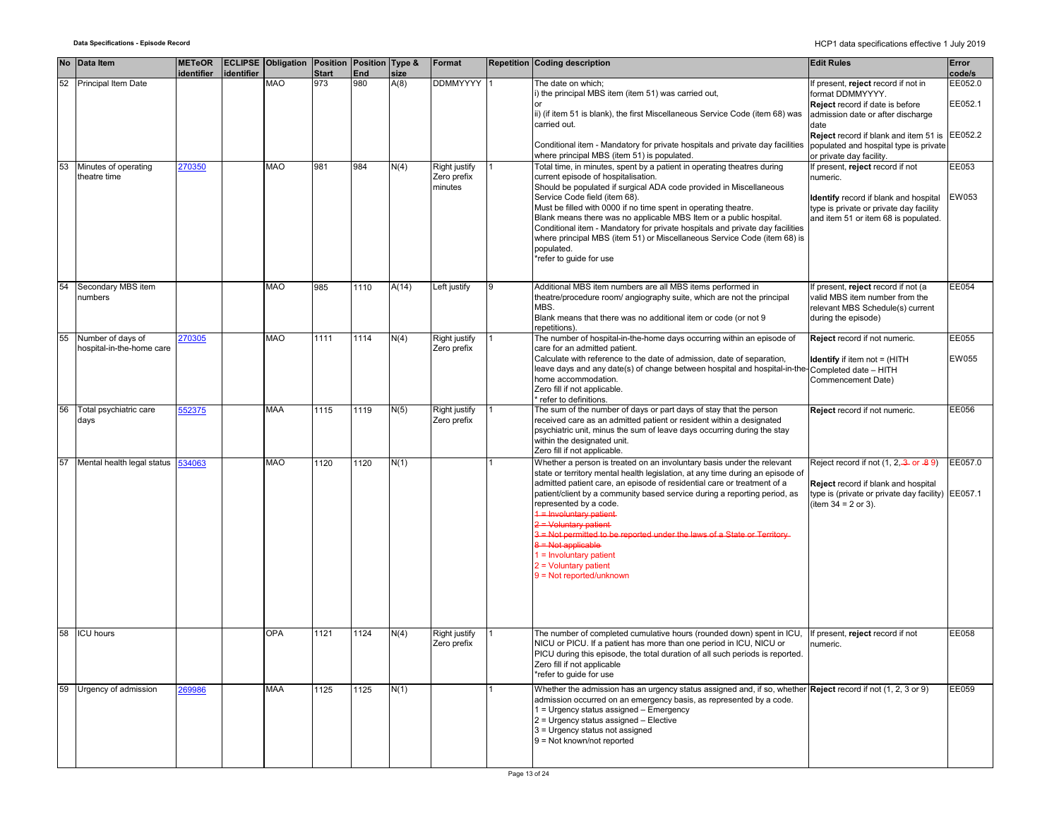| No | Data Item | METeOR identifier | ECLIPSE identifier | Obligation | Position Start | Position End | Type & size | Format | Repetition | Coding description | Edit Rules | Error code/s |
|---|---|---|---|---|---|---|---|---|---|---|---|---|
| 52 | Principal Item Date | | | MAO | 973 | 980 | A(8) | DDMMYYYY | 1 | The date on which;<br>i) the principal MBS item (item 51) was carried out,<br>or<br>ii) (if item 51 is blank), the first Miscellaneous Service Code (item 68) was carried out.<br><br>Conditional item - Mandatory for private hospitals and private day facilities where principal MBS (item 51) is populated. | If present, **reject** record if not in format DDMMYYYY.<br>**Reject** record if date is before admission date or after discharge date<br>**Reject** record if blank and item 51 is populated and hospital type is private or private day facility. | EE052.0<br><br>EE052.1<br><br>EE052.2 |
| 53 | Minutes of operating theatre time | 270350 | | MAO | 981 | 984 | N(4) | Right justify Zero prefix minutes | 1 | Total time, in minutes, spent by a patient in operating theatres during current episode of hospitalisation.<br>Should be populated if surgical ADA code provided in Miscellaneous Service Code field (item 68).<br>Must be filled with 0000 if no time spent in operating theatre.<br>Blank means there was no applicable MBS Item or a public hospital.<br>Conditional item - Mandatory for private hospitals and private day facilities where principal MBS (item 51) or Miscellaneous Service Code (item 68) is populated.<br>*refer to guide for use | If present, **reject** record if not numeric.<br><br>**Identify** record if blank and hospital type is private or private day facility and item 51 or item 68 is populated. | EE053<br><br>EW053 |
| 54 | Secondary MBS item numbers | | | MAO | 985 | 1110 | A(14) | Left justify | 9 | Additional MBS item numbers are all MBS items performed in theatre/procedure room/ angiography suite, which are not the principal MBS.<br>Blank means that there was no additional item or code (or not 9 repetitions). | If present, **reject** record if not (a valid MBS item number from the relevant MBS Schedule(s) current during the episode) | EE054 |
| 55 | Number of days of hospital-in-the-home care | 270305 | | MAO | 1111 | 1114 | N(4) | Right justify Zero prefix | 1 | The number of hospital-in-the-home days occurring within an episode of care for an admitted patient.<br>Calculate with reference to the date of admission, date of separation, leave days and any date(s) of change between hospital and hospital-in-the-home accommodation.<br>Zero fill if not applicable.<br>* refer to definitions. | **Reject** record if not numeric.<br><br>**Identify** if item not = (HITH Completed date – HITH Commencement Date) | EE055<br><br>EW055 |
| 56 | Total psychiatric care days | 552375 | | MAA | 1115 | 1119 | N(5) | Right justify Zero prefix | 1 | The sum of the number of days or part days of stay that the person received care as an admitted patient or resident within a designated psychiatric unit, minus the sum of leave days occurring during the stay within the designated unit.<br>Zero fill if not applicable. | **Reject** record if not numeric. | EE056 |
| 57 | Mental health legal status | 534063 | | MAO | 1120 | 1120 | N(1) | | 1 | Whether a person is treated on an involuntary basis under the relevant state or territory mental health legislation, at any time during an episode of admitted patient care, an episode of residential care or treatment of a patient/client by a community based service during a reporting period, as represented by a code.<br>~~1 = Involuntary patient~~<br>~~2 = Voluntary patient~~<br>~~3 = Not permitted to be reported under the laws of a State or Territory~~<br>~~8 = Not applicable~~<br>1 = Involuntary patient<br>2 = Voluntary patient<br>9 = Not reported/unknown | Reject record if not (1, 2, ~~3~~ or ~~8~~ 9)<br><br>**Reject** record if blank and hospital type is (private or private day facility) (item 34 = 2 or 3). | EE057.0<br><br>EE057.1 |
| 58 | ICU hours | | | OPA | 1121 | 1124 | N(4) | Right justify Zero prefix | 1 | The number of completed cumulative hours (rounded down) spent in ICU, NICU or PICU. If a patient has more than one period in ICU, NICU or PICU during this episode, the total duration of all such periods is reported.<br>Zero fill if not applicable<br>*refer to guide for use | If present, **reject** record if not numeric. | EE058 |
| 59 | Urgency of admission | 269986 | | MAA | 1125 | 1125 | N(1) | | 1 | Whether the admission has an urgency status assigned and, if so, whether admission occurred on an emergency basis, as represented by a code.<br>1 = Urgency status assigned – Emergency<br>2 = Urgency status assigned – Elective<br>3 = Urgency status not assigned<br>9 = Not known/not reported | **Reject** record if not (1, 2, 3 or 9) | EE059 |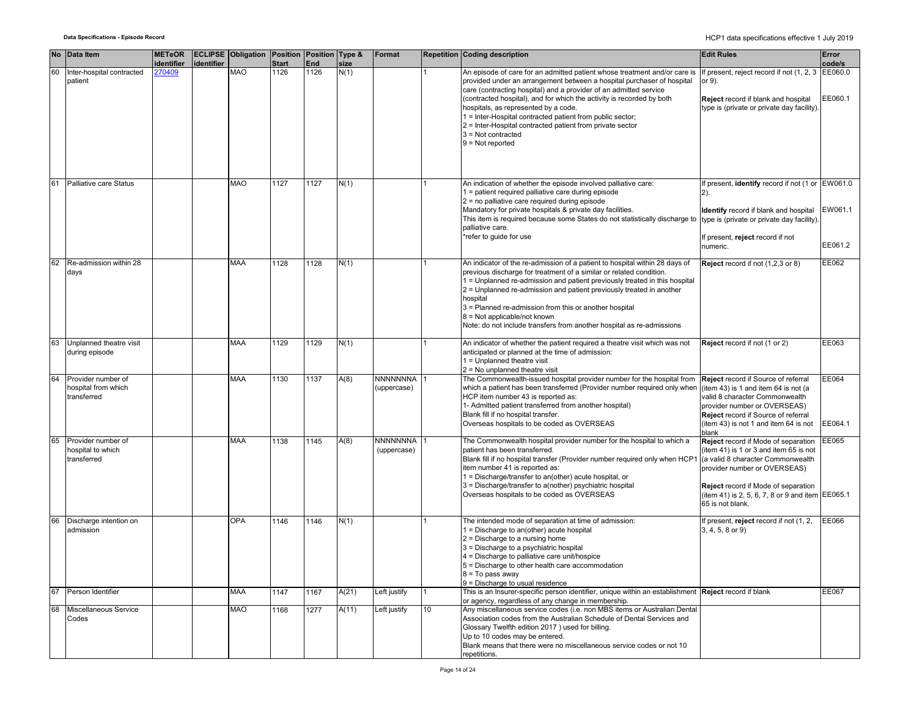| No | Data Item | METeOR identifier | ECLIPSE identifier | Obligation | Position Start | Position End | Type & size | Format | Repetition | Coding description | Edit Rules | Error code/s |
|---|---|---|---|---|---|---|---|---|---|---|---|---|
| 60 | Inter-hospital contracted patient | 270409 | | MAO | 1126 | 1126 | N(1) | | 1 | An episode of care for an admitted patient whose treatment and/or care is provided under an arrangement between a hospital purchaser of hospital care (contracting hospital) and a provider of an admitted service (contracted hospital), and for which the activity is recorded by both hospitals, as represented by a code.<br>1 = Inter-Hospital contracted patient from public sector;<br>2 = Inter-Hospital contracted patient from private sector<br>3 = Not contracted<br>9 = Not reported | If present, reject record if not (1, 2, 3 or 9).<br><br>**Reject** record if blank and hospital type is (private or private day facility). | EE060.0<br><br>EE060.1 |
| 61 | Palliative care Status | | | MAO | 1127 | 1127 | N(1) | | 1 | An indication of whether the episode involved palliative care:<br>1 = patient required palliative care during episode<br>2 = no palliative care required during episode<br>Mandatory for private hospitals & private day facilities.<br>This item is required because some States do not statistically discharge to palliative care.<br>*refer to guide for use | If present, **identify** record if not (1 or 2).<br><br>**Identify** record if blank and hospital type is (private or private day facility).<br><br>If present, **reject** record if not numeric. | EW061.0<br><br>EW061.1<br><br>EE061.2 |
| 62 | Re-admission within 28 days | | | MAA | 1128 | 1128 | N(1) | | 1 | An indicator of the re-admission of a patient to hospital within 28 days of previous discharge for treatment of a similar or related condition.<br>1 = Unplanned re-admission and patient previously treated in this hospital<br>2 = Unplanned re-admission and patient previously treated in another hospital<br>3 = Planned re-admission from this or another hospital<br>8 = Not applicable/not known<br>Note: do not include transfers from another hospital as re-admissions | **Reject** record if not (1,2,3 or 8) | EE062 |
| 63 | Unplanned theatre visit during episode | | | MAA | 1129 | 1129 | N(1) | | 1 | An indicator of whether the patient required a theatre visit which was not anticipated or planned at the time of admission:<br>1 = Unplanned theatre visit<br>2 = No unplanned theatre visit | **Reject** record if not (1 or 2) | EE063 |
| 64 | Provider number of hospital from which transferred | | | MAA | 1130 | 1137 | A(8) | NNNNNNNA (uppercase) | 1 | The Commonwealth-issued hospital provider number for the hospital from which a patient has been transferred (Provider number required only when HCP item number 43 is reported as:<br>1- Admitted patient transferred from another hospital)<br>Blank fill if no hospital transfer.<br>Overseas hospitals to be coded as OVERSEAS | **Reject** record if Source of referral (item 43) is 1 and item 64 is not (a valid 8 character Commonwealth provider number or OVERSEAS)<br>**Reject** record if Source of referral (item 43) is not 1 and item 64 is not blank | EE064<br><br>EE064.1 |
| 65 | Provider number of hospital to which transferred | | | MAA | 1138 | 1145 | A(8) | NNNNNNNA (uppercase) | 1 | The Commonwealth hospital provider number for the hospital to which a patient has been transferred.<br>Blank fill if no hospital transfer (Provider number required only when HCP1 item number 41 is reported as:<br>1 = Discharge/transfer to an(other) acute hospital, or<br>3 = Discharge/transfer to a(nother) psychiatric hospital<br>Overseas hospitals to be coded as OVERSEAS | **Reject** record if Mode of separation (item 41) is 1 or 3 and item 65 is not (a valid 8 character Commonwealth provider number or OVERSEAS)<br><br>**Reject** record if Mode of separation (item 41) is 2, 5, 6, 7, 8 or 9 and item 65 is not blank. | EE065<br><br>EE065.1 |
| 66 | Discharge intention on admission | | | OPA | 1146 | 1146 | N(1) | | 1 | The intended mode of separation at time of admission:<br>1 = Discharge to an(other) acute hospital<br>2 = Discharge to a nursing home<br>3 = Discharge to a psychiatric hospital<br>4 = Discharge to palliative care unit/hospice<br>5 = Discharge to other health care accommodation<br>8 = To pass away<br>9 = Discharge to usual residence | If present, **reject** record if not (1, 2, 3, 4, 5, 8 or 9) | EE066 |
| 67 | Person Identifier | | | MAA | 1147 | 1167 | A(21) | Left justify | 1 | This is an Insurer-specific person identifier, unique within an establishment or agency, regardless of any change in membership. | **Reject** record if blank | EE067 |
| 68 | Miscellaneous Service Codes | | | MAO | 1168 | 1277 | A(11) | Left justify | 10 | Any miscellaneous service codes (i.e. non MBS items or Australian Dental Association codes from the Australian Schedule of Dental Services and Glossary Twelfth edition 2017 ) used for billing.<br>Up to 10 codes may be entered.<br>Blank means that there were no miscellaneous service codes or not 10 repetitions. | | |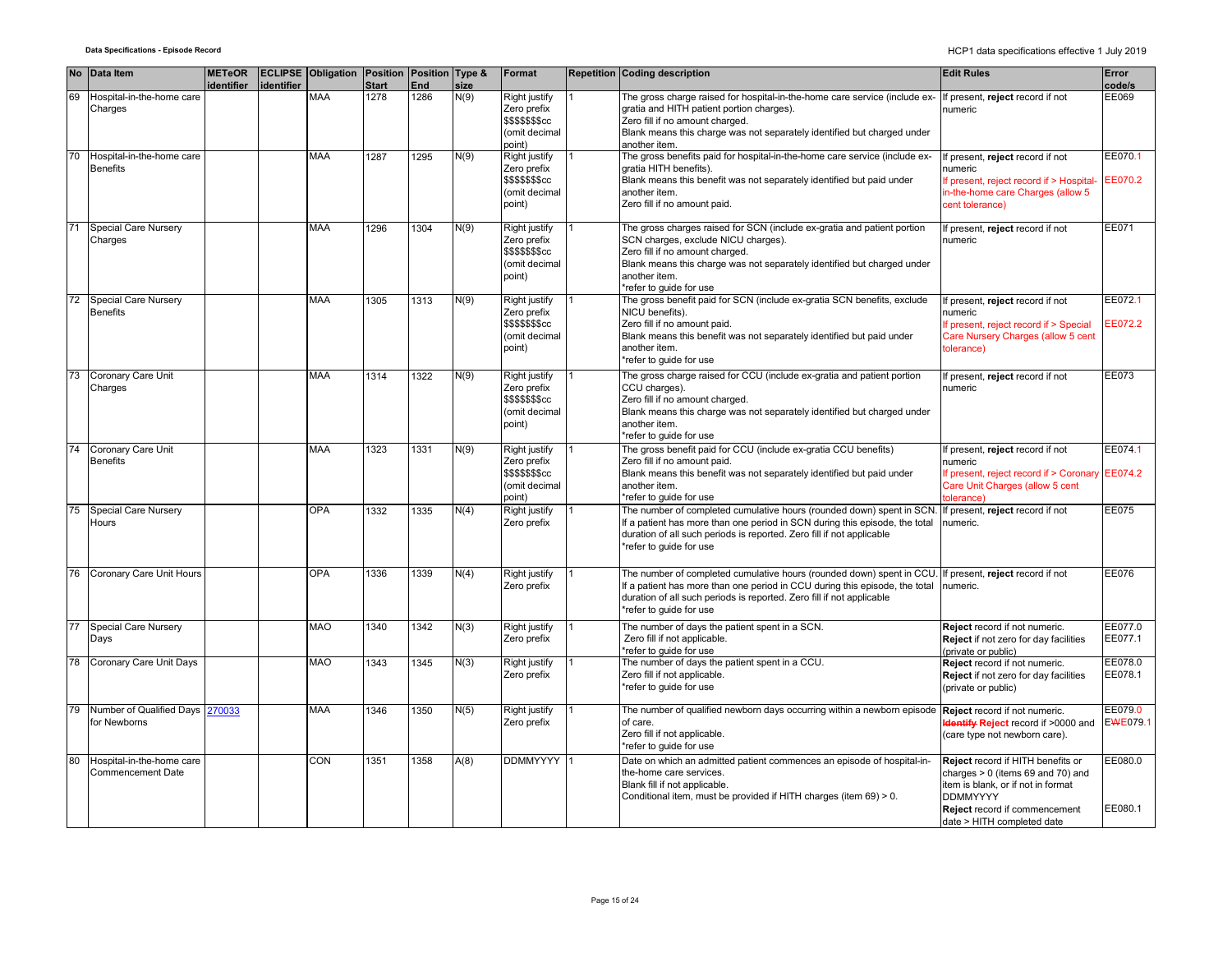| No | Data Item | METeOR identifier | ECLIPSE identifier | Obligation | Position Start | Position End | Type & size | Format | Repetition | Coding description | Edit Rules | Error code/s |
|---|---|---|---|---|---|---|---|---|---|---|---|---|
| 69 | Hospital-in-the-home care Charges | | | MAA | 1278 | 1286 | N(9) | Right justify Zero prefix $$$$$$$cc (omit decimal point) | 1 | The gross charge raised for hospital-in-the-home care service (include ex-gratia and HITH patient portion charges).<br>Zero fill if no amount charged.<br>Blank means this charge was not separately identified but charged under another item. | If present, **reject** record if not numeric | EE069 |
| 70 | Hospital-in-the-home care Benefits | | | MAA | 1287 | 1295 | N(9) | Right justify Zero prefix $$$$$$$cc (omit decimal point) | 1 | The gross benefits paid for hospital-in-the-home care service (include ex-gratia HITH benefits).<br>Blank means this benefit was not separately identified but paid under another item.<br>Zero fill if no amount paid. | If present, **reject** record if not numeric<br>If present, reject record if > Hospital-in-the-home care Charges (allow 5 cent tolerance) | EE070.1<br>EE070.2 |
| 71 | Special Care Nursery Charges | | | MAA | 1296 | 1304 | N(9) | Right justify Zero prefix $$$$$$$cc (omit decimal point) | 1 | The gross charges raised for SCN (include ex-gratia and patient portion SCN charges, exclude NICU charges).<br>Zero fill if no amount charged.<br>Blank means this charge was not separately identified but charged under another item.<br>*refer to guide for use | If present, **reject** record if not numeric | EE071 |
| 72 | Special Care Nursery Benefits | | | MAA | 1305 | 1313 | N(9) | Right justify Zero prefix $$$$$$$cc (omit decimal point) | 1 | The gross benefit paid for SCN (include ex-gratia SCN benefits, exclude NICU benefits).<br>Zero fill if no amount paid.<br>Blank means this benefit was not separately identified but paid under another item.<br>*refer to guide for use | If present, **reject** record if not numeric<br>If present, reject record if > Special Care Nursery Charges (allow 5 cent tolerance) | EE072.1<br>EE072.2 |
| 73 | Coronary Care Unit Charges | | | MAA | 1314 | 1322 | N(9) | Right justify Zero prefix $$$$$$$cc (omit decimal point) | 1 | The gross charge raised for CCU (include ex-gratia and patient portion CCU charges).<br>Zero fill if no amount charged.<br>Blank means this charge was not separately identified but charged under another item.<br>*refer to guide for use | If present, **reject** record if not numeric | EE073 |
| 74 | Coronary Care Unit Benefits | | | MAA | 1323 | 1331 | N(9) | Right justify Zero prefix $$$$$$$cc (omit decimal point) | 1 | The gross benefit paid for CCU (include ex-gratia CCU benefits)<br>Zero fill if no amount paid.<br>Blank means this benefit was not separately identified but paid under another item.<br>*refer to guide for use | If present, **reject** record if not numeric<br>If present, reject record if > Coronary Care Unit Charges (allow 5 cent tolerance) | EE074.1<br>EE074.2 |
| 75 | Special Care Nursery Hours | | | OPA | 1332 | 1335 | N(4) | Right justify Zero prefix | 1 | The number of completed cumulative hours (rounded down) spent in SCN. If a patient has more than one period in SCN during this episode, the total duration of all such periods is reported. Zero fill if not applicable<br>*refer to guide for use | If present, **reject** record if not numeric. | EE075 |
| 76 | Coronary Care Unit Hours | | | OPA | 1336 | 1339 | N(4) | Right justify Zero prefix | 1 | The number of completed cumulative hours (rounded down) spent in CCU. If a patient has more than one period in CCU during this episode, the total duration of all such periods is reported. Zero fill if not applicable<br>*refer to guide for use | If present, **reject** record if not numeric. | EE076 |
| 77 | Special Care Nursery Days | | | MAO | 1340 | 1342 | N(3) | Right justify Zero prefix | 1 | The number of days the patient spent in a SCN.<br>Zero fill if not applicable.<br>*refer to guide for use | **Reject** record if not numeric.<br>**Reject** if not zero for day facilities (private or public) | EE077.0<br>EE077.1 |
| 78 | Coronary Care Unit Days | | | MAO | 1343 | 1345 | N(3) | Right justify Zero prefix | 1 | The number of days the patient spent in a CCU.<br>Zero fill if not applicable.<br>*refer to guide for use | **Reject** record if not numeric.<br>**Reject** if not zero for day facilities (private or public) | EE078.0<br>EE078.1 |
| 79 | Number of Qualified Days for Newborns | 270033 | | MAA | 1346 | 1350 | N(5) | Right justify Zero prefix | 1 | The number of qualified newborn days occurring within a newborn episode of care.<br>Zero fill if not applicable.<br>*refer to guide for use | **Reject** record if not numeric.<br>~~**Identify**~~ **Reject** record if >0000 and (care type not newborn care). | EE079.0<br>E~~W~~E079.1 |
| 80 | Hospital-in-the-home care Commencement Date | | | CON | 1351 | 1358 | A(8) | DDMMYYYY | 1 | Date on which an admitted patient commences an episode of hospital-in-the-home care services.<br>Blank fill if not applicable.<br>Conditional item, must be provided if HITH charges (item 69) > 0. | **Reject** record if HITH benefits or charges > 0 (items 69 and 70) and item is blank, or if not in format DDMMYYYY<br>**Reject** record if commencement date > HITH completed date | EE080.0<br>EE080.1 |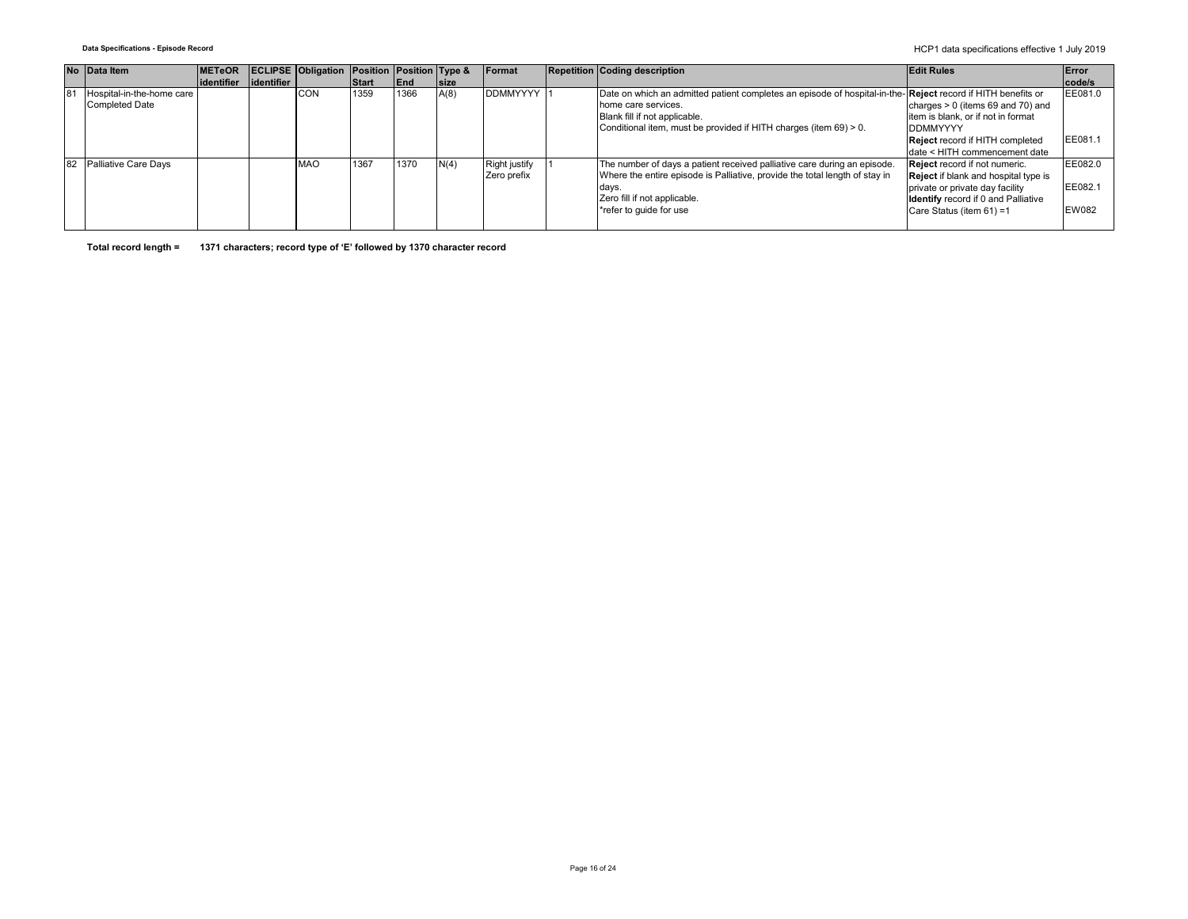| No | Data Item | METeOR identifier | ECLIPSE identifier | Obligation | Position Start | Position End | Type & size | Format | Repetition | Coding description | Edit Rules | Error code/s |
|---|---|---|---|---|---|---|---|---|---|---|---|---|
| 81 | Hospital-in-the-home care Completed Date | | | CON | 1359 | 1366 | A(8) | DDMMYYYY | 1 | Date on which an admitted patient completes an episode of hospital-in-the-home care services.<br>Blank fill if not applicable.<br>Conditional item, must be provided if HITH charges (item 69) > 0. | **Reject** record if HITH benefits or charges > 0 (items 69 and 70) and item is blank, or if not in format DDMMYYYY<br>**Reject** record if HITH completed date < HITH commencement date | EE081.0<br><br>EE081.1 |
| 82 | Palliative Care Days | | | MAO | 1367 | 1370 | N(4) | Right justify Zero prefix | 1 | The number of days a patient received palliative care during an episode. Where the entire episode is Palliative, provide the total length of stay in days.<br>Zero fill if not applicable.<br>*refer to guide for use | **Reject** record if not numeric.<br>**Reject** if blank and hospital type is private or private day facility<br>**Identify** record if 0 and Palliative Care Status (item 61) =1 | EE082.0<br>EE082.1<br>EW082 |

**Total record length = 1371 characters; record type of 'E' followed by 1370 character record**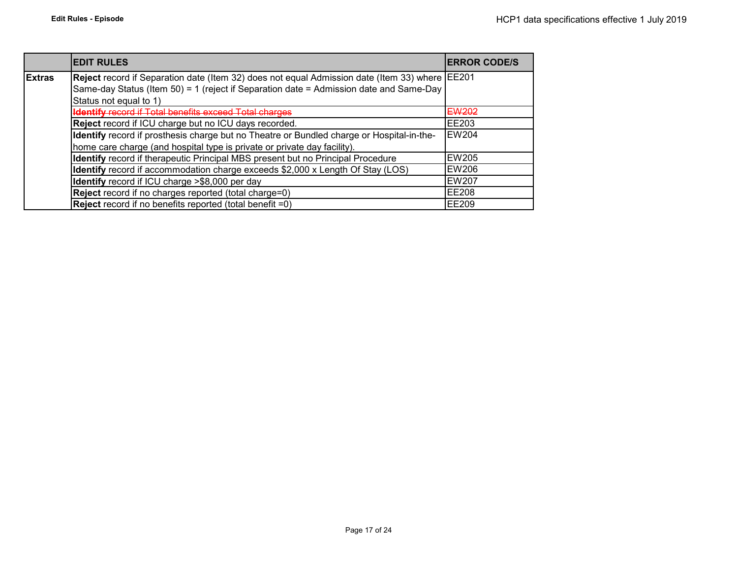| | EDIT RULES | ERROR CODE/S |
|---|---|---|
| **Extras** | **Reject** record if Separation date (Item 32) does not equal Admission date (Item 33) where Same-day Status (Item 50) = 1 (reject if Separation date = Admission date and Same-Day Status not equal to 1) | EE201 |
| | ~~**Identify** record if Total benefits exceed Total charges~~ | ~~EW202~~ |
| | **Reject** record if ICU charge but no ICU days recorded. | EE203 |
| | **Identify** record if prosthesis charge but no Theatre or Bundled charge or Hospital-in-the-home care charge (and hospital type is private or private day facility). | EW204 |
| | **Identify** record if therapeutic Principal MBS present but no Principal Procedure | EW205 |
| | **Identify** record if accommodation charge exceeds $2,000 x Length Of Stay (LOS) | EW206 |
| | **Identify** record if ICU charge >$8,000 per day | EW207 |
| | **Reject** record if no charges reported (total charge=0) | EE208 |
| | **Reject** record if no benefits reported (total benefit =0) | EE209 |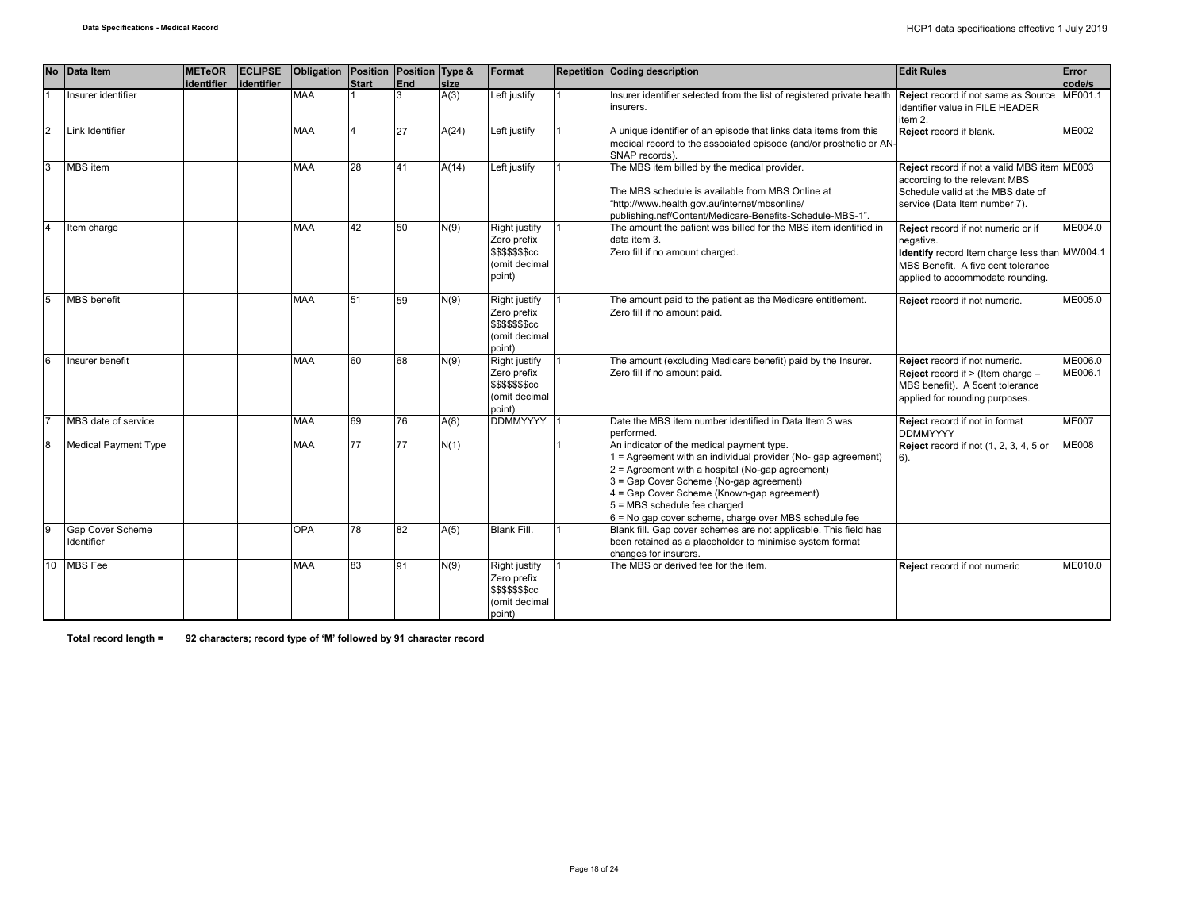| No | Data Item | METeOR identifier | ECLIPSE identifier | Obligation | Position Start | Position End | Type & size | Format | Repetition | Coding description | Edit Rules | Error code/s |
|---|---|---|---|---|---|---|---|---|---|---|---|---|
| 1 | Insurer identifier | | | MAA | 1 | 3 | A(3) | Left justify | 1 | Insurer identifier selected from the list of registered private health insurers. | **Reject** record if not same as Source Identifier value in FILE HEADER item 2. | ME001.1 |
| 2 | Link Identifier | | | MAA | 4 | 27 | A(24) | Left justify | 1 | A unique identifier of an episode that links data items from this medical record to the associated episode (and/or prosthetic or AN-SNAP records). | **Reject** record if blank. | ME002 |
| 3 | MBS item | | | MAA | 28 | 41 | A(14) | Left justify | 1 | The MBS item billed by the medical provider.<br><br>The MBS schedule is available from MBS Online at "http://www.health.gov.au/internet/mbsonline/ publishing.nsf/Content/Medicare-Benefits-Schedule-MBS-1". | **Reject** record if not a valid MBS item according to the relevant MBS Schedule valid at the MBS date of service (Data Item number 7). | ME003 |
| 4 | Item charge | | | MAA | 42 | 50 | N(9) | Right justify Zero prefix $$$$$$$cc (omit decimal point) | 1 | The amount the patient was billed for the MBS item identified in data item 3.<br>Zero fill if no amount charged. | **Reject** record if not numeric or if negative.<br>**Identify** record Item charge less than MBS Benefit. A five cent tolerance applied to accommodate rounding. | ME004.0<br>MW004.1 |
| 5 | MBS benefit | | | MAA | 51 | 59 | N(9) | Right justify Zero prefix $$$$$$$cc (omit decimal point) | 1 | The amount paid to the patient as the Medicare entitlement.<br>Zero fill if no amount paid. | **Reject** record if not numeric. | ME005.0 |
| 6 | Insurer benefit | | | MAA | 60 | 68 | N(9) | Right justify Zero prefix $$$$$$$cc (omit decimal point) | 1 | The amount (excluding Medicare benefit) paid by the Insurer.<br>Zero fill if no amount paid. | **Reject** record if not numeric.<br>**Reject** record if > (Item charge – MBS benefit). A 5cent tolerance applied for rounding purposes. | ME006.0<br>ME006.1 |
| 7 | MBS date of service | | | MAA | 69 | 76 | A(8) | DDMMYYYY | 1 | Date the MBS item number identified in Data Item 3 was performed. | **Reject** record if not in format DDMMYYYY | ME007 |
| 8 | Medical Payment Type | | | MAA | 77 | 77 | N(1) | | 1 | An indicator of the medical payment type.<br>1 = Agreement with an individual provider (No- gap agreement)<br>2 = Agreement with a hospital (No-gap agreement)<br>3 = Gap Cover Scheme (No-gap agreement)<br>4 = Gap Cover Scheme (Known-gap agreement)<br>5 = MBS schedule fee charged<br>6 = No gap cover scheme, charge over MBS schedule fee | **Reject** record if not (1, 2, 3, 4, 5 or 6). | ME008 |
| 9 | Gap Cover Scheme Identifier | | | OPA | 78 | 82 | A(5) | Blank Fill. | 1 | Blank fill. Gap cover schemes are not applicable. This field has been retained as a placeholder to minimise system format changes for insurers. | | |
| 10 | MBS Fee | | | MAA | 83 | 91 | N(9) | Right justify Zero prefix $$$$$$$cc (omit decimal point) | 1 | The MBS or derived fee for the item. | **Reject** record if not numeric | ME010.0 |

**Total record length = 92 characters; record type of 'M' followed by 91 character record**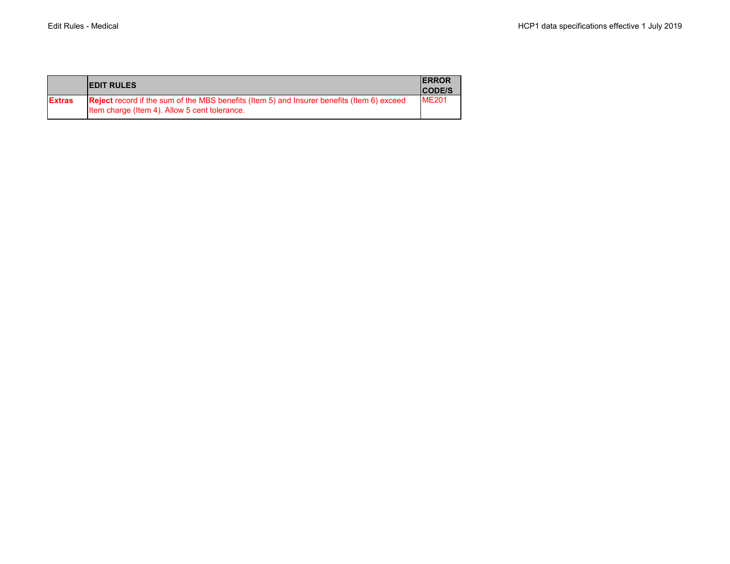|  | EDIT RULES | ERROR CODE/S |
|---|---|---|
| **Extras** | **Reject** record if the sum of the MBS benefits (Item 5) and Insurer benefits (Item 6) exceed Item charge (Item 4). Allow 5 cent tolerance. | ME201 |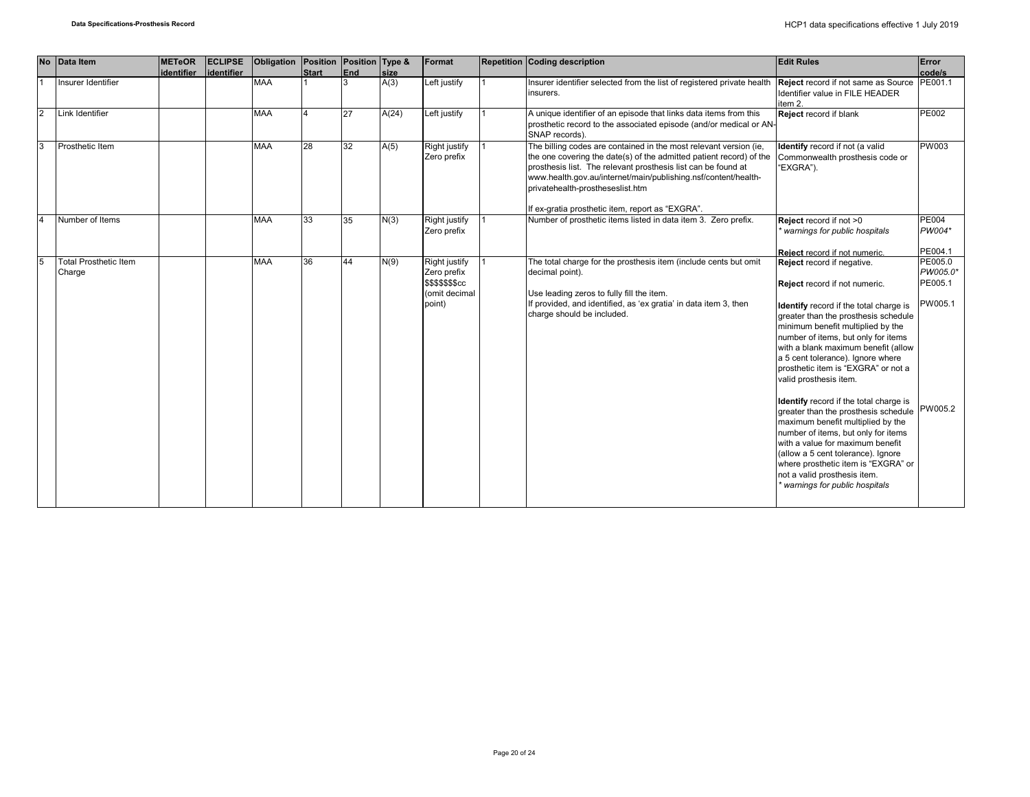| No | Data Item | METeOR identifier | ECLIPSE identifier | Obligation | Position Start | Position End | Type & size | Format | Repetition | Coding description | Edit Rules | Error code/s |
|---|---|---|---|---|---|---|---|---|---|---|---|---|
| 1 | Insurer Identifier | | | MAA | 1 | 3 | A(3) | Left justify | 1 | Insurer identifier selected from the list of registered private health insurers. | **Reject** record if not same as Source Identifier value in FILE HEADER item 2. | PE001.1 |
| 2 | Link Identifier | | | MAA | 4 | 27 | A(24) | Left justify | 1 | A unique identifier of an episode that links data items from this prosthetic record to the associated episode (and/or medical or AN-SNAP records). | **Reject** record if blank | PE002 |
| 3 | Prosthetic Item | | | MAA | 28 | 32 | A(5) | Right justify Zero prefix | 1 | The billing codes are contained in the most relevant version (ie, the one covering the date(s) of the admitted patient record) of the prosthesis list. The relevant prosthesis list can be found at www.health.gov.au/internet/main/publishing.nsf/content/health-privatehealth-prostheseslist.htm<br><br>If ex-gratia prosthetic item, report as "EXGRA". | **Identify** record if not (a valid Commonwealth prosthesis code or "EXGRA"). | PW003 |
| 4 | Number of Items | | | MAA | 33 | 35 | N(3) | Right justify Zero prefix | 1 | Number of prosthetic items listed in data item 3. Zero prefix. | **Reject** record if not >0<br>*\* warnings for public hospitals*<br><br>**Reject** record if not numeric. | PE004<br>*PW004\**<br><br>PE004.1 |
| 5 | Total Prosthetic Item Charge | | | MAA | 36 | 44 | N(9) | Right justify Zero prefix $$$$$$$cc (omit decimal point) | 1 | The total charge for the prosthesis item (include cents but omit decimal point).<br><br>Use leading zeros to fully fill the item.<br>If provided, and identified, as 'ex gratia' in data item 3, then charge should be included. | **Reject** record if negative.<br><br>**Reject** record if not numeric.<br><br>**Identify** record if the total charge is greater than the prosthesis schedule minimum benefit multiplied by the number of items, but only for items with a blank maximum benefit (allow a 5 cent tolerance). Ignore where prosthetic item is "EXGRA" or not a valid prosthesis item.<br><br>**Identify** record if the total charge is greater than the prosthesis schedule maximum benefit multiplied by the number of items, but only for items with a value for maximum benefit (allow a 5 cent tolerance). Ignore where prosthetic item is "EXGRA" or not a valid prosthesis item.<br>*\* warnings for public hospitals* | PE005.0<br>*PW005.0\**<br>PE005.1<br><br>PW005.1<br><br>PW005.2 |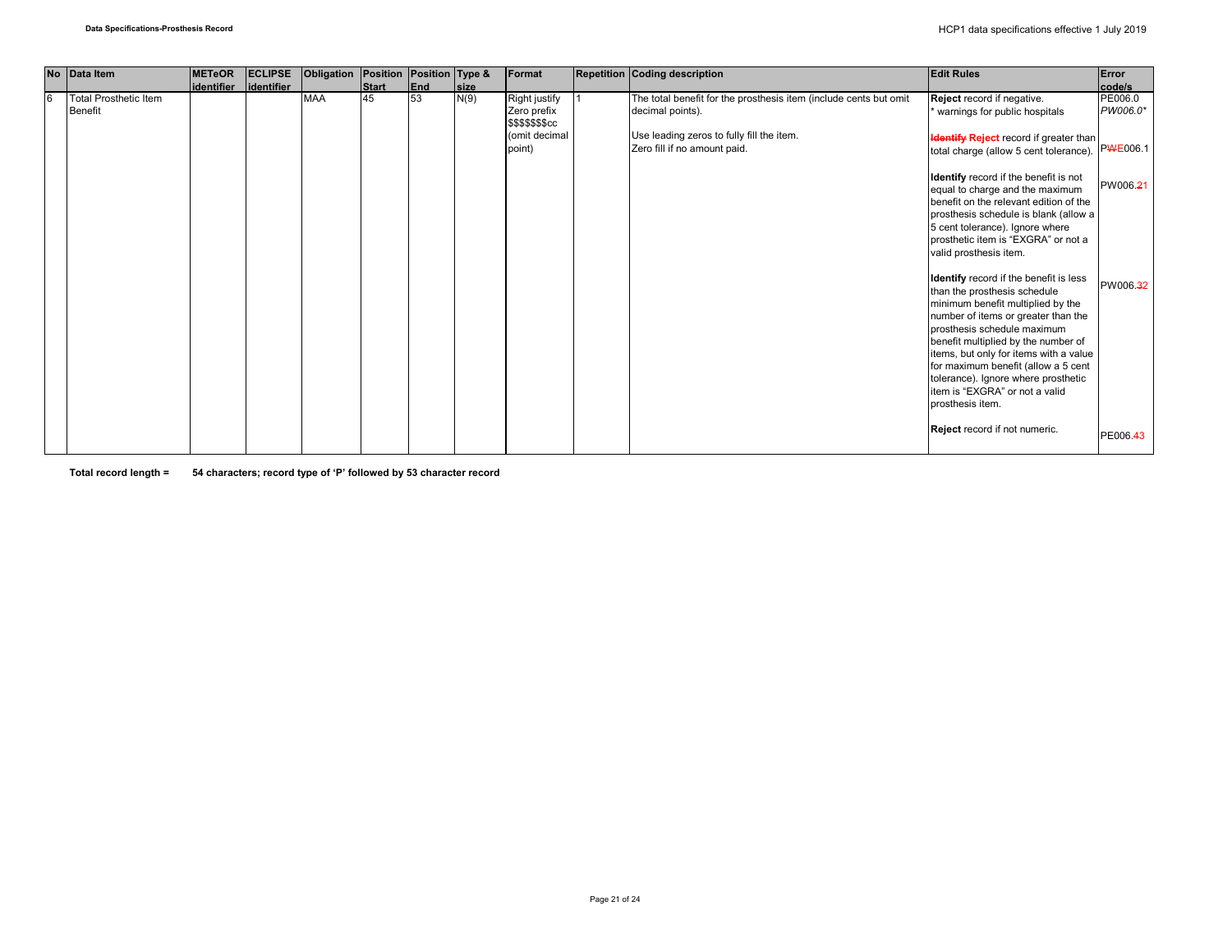| No | Data Item | METeOR identifier | ECLIPSE identifier | Obligation | Position Start | Position End | Type & size | Format | Repetition | Coding description | Edit Rules | Error code/s |
|---|---|---|---|---|---|---|---|---|---|---|---|---|
| 6 | Total Prosthetic Item Benefit | | | MAA | 45 | 53 | N(9) | Right justify Zero prefix $$$$$$$cc (omit decimal point) | 1 | The total benefit for the prosthesis item (include cents but omit decimal points).<br><br>Use leading zeros to fully fill the item.<br>Zero fill if no amount paid. | **Reject** record if negative.<br>* warnings for public hospitals<br><br>~~**Identify**~~ **Reject** record if greater than total charge (allow 5 cent tolerance).<br><br>**Identify** record if the benefit is not equal to charge and the maximum benefit on the relevant edition of the prosthesis schedule is blank (allow a 5 cent tolerance). Ignore where prosthetic item is "EXGRA" or not a valid prosthesis item.<br><br>**Identify** record if the benefit is less than the prosthesis schedule minimum benefit multiplied by the number of items or greater than the prosthesis schedule maximum benefit multiplied by the number of items, but only for items with a value for maximum benefit (allow a 5 cent tolerance). Ignore where prosthetic item is "EXGRA" or not a valid prosthesis item.<br><br>**Reject** record if not numeric. | PE006.0<br>*PW006.0**<br><br>P~~W~~E006.1<br><br>PW006.~~2~~1<br><br>PW006.~~3~~2<br><br>PE006.~~4~~3 |

**Total record length = 54 characters; record type of 'P' followed by 53 character record**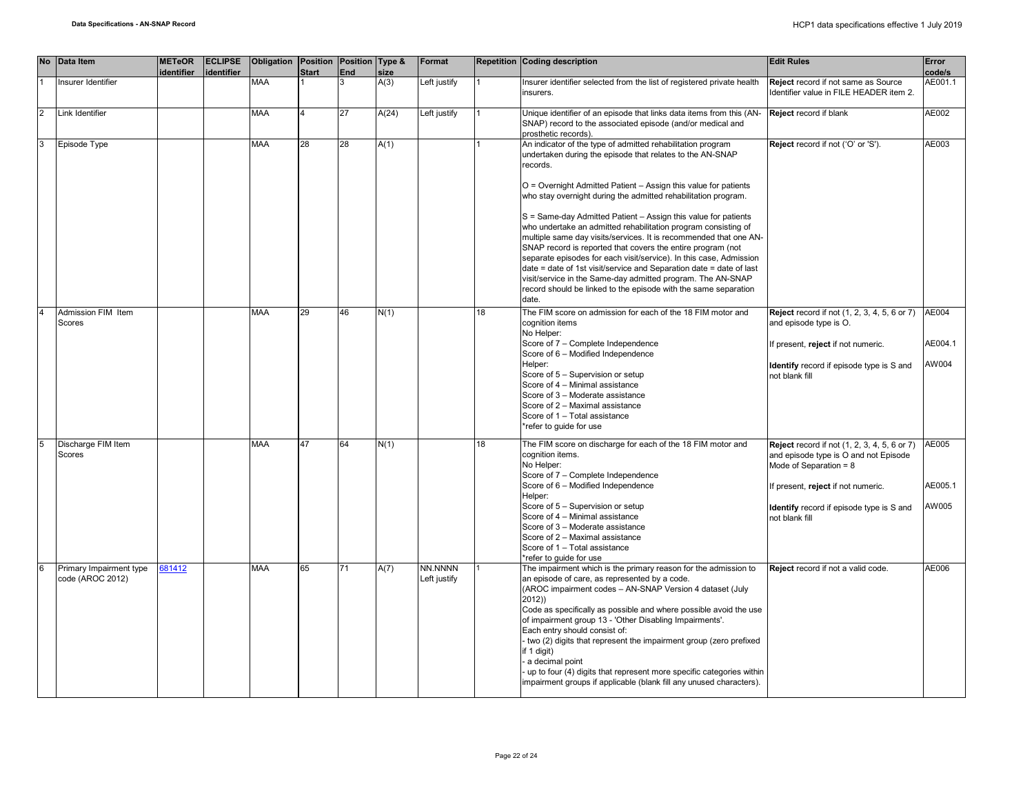| No | Data Item | METeOR identifier | ECLIPSE identifier | Obligation | Position Start | Position End | Type & size | Format | Repetition | Coding description | Edit Rules | Error code/s |
|---|---|---|---|---|---|---|---|---|---|---|---|---|
| 1 | Insurer Identifier | | | MAA | 1 | 3 | A(3) | Left justify | 1 | Insurer identifier selected from the list of registered private health insurers. | **Reject** record if not same as Source Identifier value in FILE HEADER item 2. | AE001.1 |
| 2 | Link Identifier | | | MAA | 4 | 27 | A(24) | Left justify | 1 | Unique identifier of an episode that links data items from this (AN-SNAP) record to the associated episode (and/or medical and prosthetic records). | **Reject** record if blank | AE002 |
| 3 | Episode Type | | | MAA | 28 | 28 | A(1) | | 1 | An indicator of the type of admitted rehabilitation program undertaken during the episode that relates to the AN-SNAP records.<br><br>O = Overnight Admitted Patient – Assign this value for patients who stay overnight during the admitted rehabilitation program.<br><br>S = Same-day Admitted Patient – Assign this value for patients who undertake an admitted rehabilitation program consisting of multiple same day visits/services. It is recommended that one AN-SNAP record is reported that covers the entire program (not separate episodes for each visit/service). In this case, Admission date = date of 1st visit/service and Separation date = date of last visit/service in the Same-day admitted program. The AN-SNAP record should be linked to the episode with the same separation date. | **Reject** record if not ('O' or 'S'). | AE003 |
| 4 | Admission FIM Item Scores | | | MAA | 29 | 46 | N(1) | | 18 | The FIM score on admission for each of the 18 FIM motor and cognition items<br>No Helper:<br>Score of 7 – Complete Independence<br>Score of 6 – Modified Independence<br>Helper:<br>Score of 5 – Supervision or setup<br>Score of 4 – Minimal assistance<br>Score of 3 – Moderate assistance<br>Score of 2 – Maximal assistance<br>Score of 1 – Total assistance<br>*refer to guide for use | **Reject** record if not (1, 2, 3, 4, 5, 6 or 7) and episode type is O.<br><br>If present, **reject** if not numeric.<br><br>**Identify** record if episode type is S and not blank fill | AE004<br><br>AE004.1<br><br>AW004 |
| 5 | Discharge FIM Item Scores | | | MAA | 47 | 64 | N(1) | | 18 | The FIM score on discharge for each of the 18 FIM motor and cognition items.<br>No Helper:<br>Score of 7 – Complete Independence<br>Score of 6 – Modified Independence<br>Helper:<br>Score of 5 – Supervision or setup<br>Score of 4 – Minimal assistance<br>Score of 3 – Moderate assistance<br>Score of 2 – Maximal assistance<br>Score of 1 – Total assistance<br>*refer to guide for use | **Reject** record if not (1, 2, 3, 4, 5, 6 or 7) and episode type is O and not Episode Mode of Separation = 8<br><br>If present, **reject** if not numeric.<br><br>**Identify** record if episode type is S and not blank fill | AE005<br><br>AE005.1<br><br>AW005 |
| 6 | Primary Impairment type code (AROC 2012) | 681412 | | MAA | 65 | 71 | A(7) | NN.NNNN Left justify | 1 | The impairment which is the primary reason for the admission to an episode of care, as represented by a code.<br>(AROC impairment codes – AN-SNAP Version 4 dataset (July 2012))<br>Code as specifically as possible and where possible avoid the use of impairment group 13 - 'Other Disabling Impairments'.<br>Each entry should consist of:<br>- two (2) digits that represent the impairment group (zero prefixed if 1 digit)<br>- a decimal point<br>- up to four (4) digits that represent more specific categories within impairment groups if applicable (blank fill any unused characters). | **Reject** record if not a valid code. | AE006 |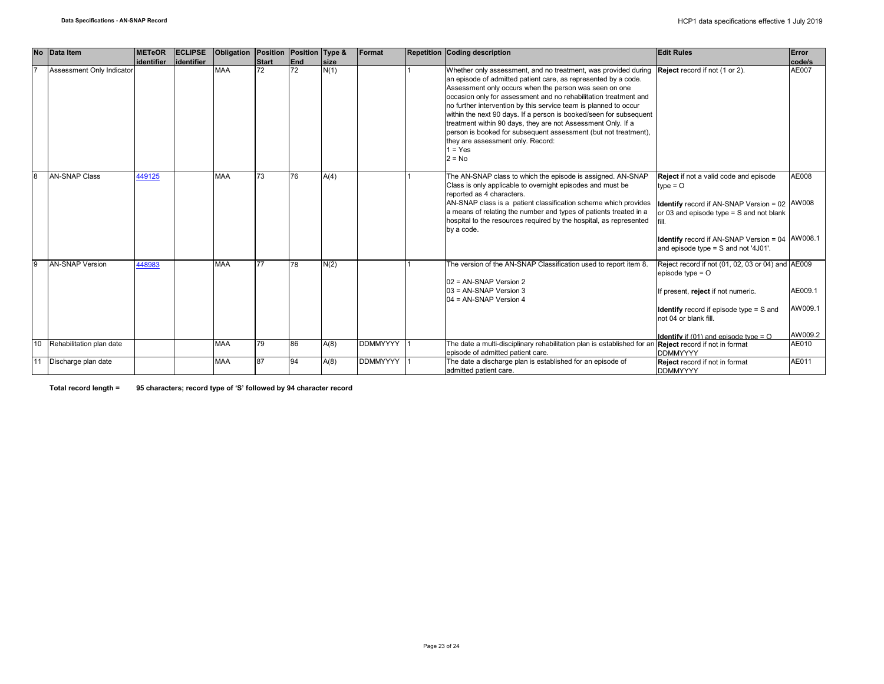| No | Data Item | METeOR identifier | ECLIPSE identifier | Obligation | Position Start | Position End | Type & size | Format | Repetition | Coding description | Edit Rules | Error code/s |
|---|---|---|---|---|---|---|---|---|---|---|---|---|
| 7 | Assessment Only Indicator | | | MAA | 72 | 72 | N(1) | | 1 | Whether only assessment, and no treatment, was provided during an episode of admitted patient care, as represented by a code. Assessment only occurs when the person was seen on one occasion only for assessment and no rehabilitation treatment and no further intervention by this service team is planned to occur within the next 90 days. If a person is booked/seen for subsequent treatment within 90 days, they are not Assessment Only. If a person is booked for subsequent assessment (but not treatment), they are assessment only. Record:<br>1 = Yes<br>2 = No | **Reject** record if not (1 or 2). | AE007 |
| 8 | AN-SNAP Class | 449125 | | MAA | 73 | 76 | A(4) | | 1 | The AN-SNAP class to which the episode is assigned. AN-SNAP Class is only applicable to overnight episodes and must be reported as 4 characters.<br>AN-SNAP class is a patient classification scheme which provides a means of relating the number and types of patients treated in a hospital to the resources required by the hospital, as represented by a code. | **Reject** if not a valid code and episode type = O<br><br>**Identify** record if AN-SNAP Version = 02 or 03 and episode type = S and not blank fill.<br><br>**Identify** record if AN-SNAP Version = 04 and episode type = S and not '4J01'. | AE008<br><br>AW008<br><br>AW008.1 |
| 9 | AN-SNAP Version | 448983 | | MAA | 77 | 78 | N(2) | | 1 | The version of the AN-SNAP Classification used to report item 8.<br><br>02 = AN-SNAP Version 2<br>03 = AN-SNAP Version 3<br>04 = AN-SNAP Version 4 | Reject record if not (01, 02, 03 or 04) and episode type = O<br><br>If present, **reject** if not numeric.<br><br>**Identify** record if episode type = S and not 04 or blank fill.<br><br>**Identify** if (01) and episode type = O | AE009<br><br>AE009.1<br><br>AW009.1<br><br>AW009.2 |
| 10 | Rehabilitation plan date | | | MAA | 79 | 86 | A(8) | DDMMYYYY | 1 | The date a multi-disciplinary rehabilitation plan is established for an episode of admitted patient care. | **Reject** record if not in format DDMMYYYY | AE010 |
| 11 | Discharge plan date | | | MAA | 87 | 94 | A(8) | DDMMYYYY | 1 | The date a discharge plan is established for an episode of admitted patient care. | **Reject** record if not in format DDMMYYYY | AE011 |

**Total record length = 95 characters; record type of 'S' followed by 94 character record**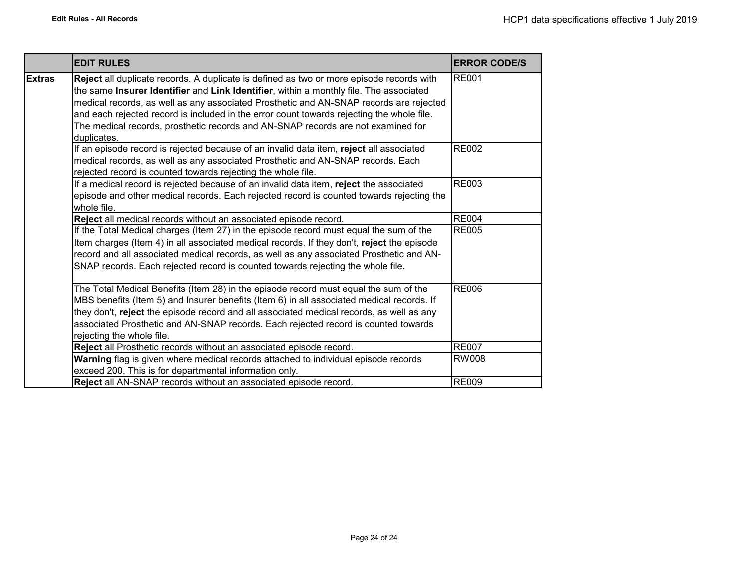| | EDIT RULES | ERROR CODE/S |
|---|---|---|
| **Extras** | **Reject** all duplicate records. A duplicate is defined as two or more episode records with the same **Insurer Identifier** and **Link Identifier**, within a monthly file. The associated medical records, as well as any associated Prosthetic and AN-SNAP records are rejected and each rejected record is included in the error count towards rejecting the whole file. The medical records, prosthetic records and AN-SNAP records are not examined for duplicates. | RE001 |
| | If an episode record is rejected because of an invalid data item, **reject** all associated medical records, as well as any associated Prosthetic and AN-SNAP records. Each rejected record is counted towards rejecting the whole file. | RE002 |
| | If a medical record is rejected because of an invalid data item, **reject** the associated episode and other medical records. Each rejected record is counted towards rejecting the whole file. | RE003 |
| | **Reject** all medical records without an associated episode record. | RE004 |
| | If the Total Medical charges (Item 27) in the episode record must equal the sum of the Item charges (Item 4) in all associated medical records. If they don't, **reject** the episode record and all associated medical records, as well as any associated Prosthetic and AN-SNAP records. Each rejected record is counted towards rejecting the whole file. | RE005 |
| | The Total Medical Benefits (Item 28) in the episode record must equal the sum of the MBS benefits (Item 5) and Insurer benefits (Item 6) in all associated medical records. If they don't, **reject** the episode record and all associated medical records, as well as any associated Prosthetic and AN-SNAP records. Each rejected record is counted towards rejecting the whole file. | RE006 |
| | **Reject** all Prosthetic records without an associated episode record. | RE007 |
| | **Warning** flag is given where medical records attached to individual episode records exceed 200. This is for departmental information only. | RW008 |
| | **Reject** all AN-SNAP records without an associated episode record. | RE009 |